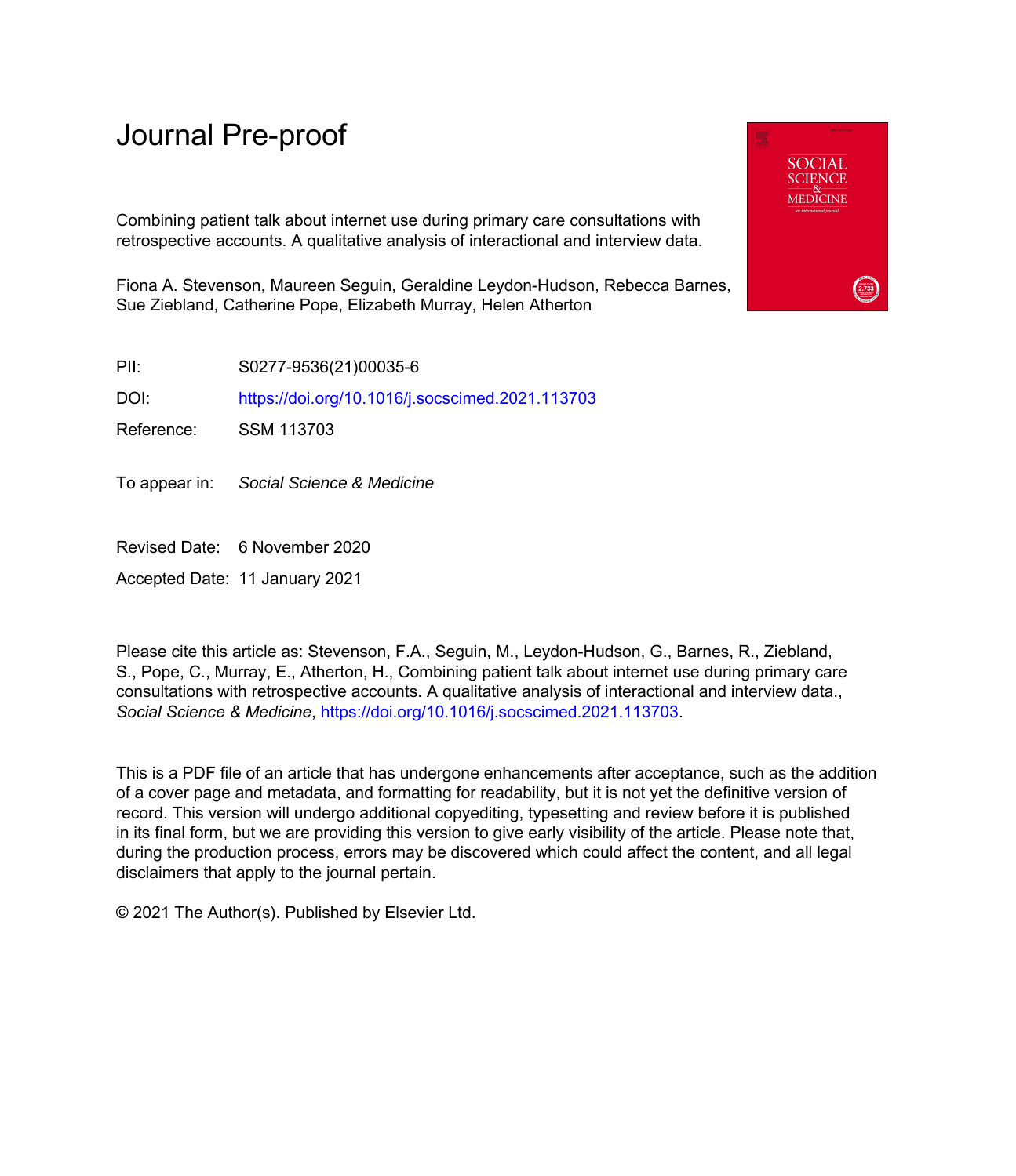# Journal Pre-proof

Combining patient talk about internet use during primary care consultations with retrospective accounts. A qualitative analysis of interactional and interview data.

Fiona A. Stevenson, Maureen Seguin, Geraldine Leydon-Hudson, Rebecca Barnes, Sue Ziebland, Catherine Pope, Elizabeth Murray, Helen Atherton

| | |
|---|---|
| PII: | S0277-9536(21)00035-6 |
| DOI: | https://doi.org/10.1016/j.socscimed.2021.113703 |
| Reference: | SSM 113703 |

To appear in: *Social Science & Medicine*

| | |
|---|---|
| Revised Date: | 6 November 2020 |
| Accepted Date: | 11 January 2021 |

Please cite this article as: Stevenson, F.A., Seguin, M., Leydon-Hudson, G., Barnes, R., Ziebland, S., Pope, C., Murray, E., Atherton, H., Combining patient talk about internet use during primary care consultations with retrospective accounts. A qualitative analysis of interactional and interview data., *Social Science & Medicine*, https://doi.org/10.1016/j.socscimed.2021.113703.

This is a PDF file of an article that has undergone enhancements after acceptance, such as the addition of a cover page and metadata, and formatting for readability, but it is not yet the definitive version of record. This version will undergo additional copyediting, typesetting and review before it is published in its final form, but we are providing this version to give early visibility of the article. Please note that, during the production process, errors may be discovered which could affect the content, and all legal disclaimers that apply to the journal pertain.

© 2021 The Author(s). Published by Elsevier Ltd.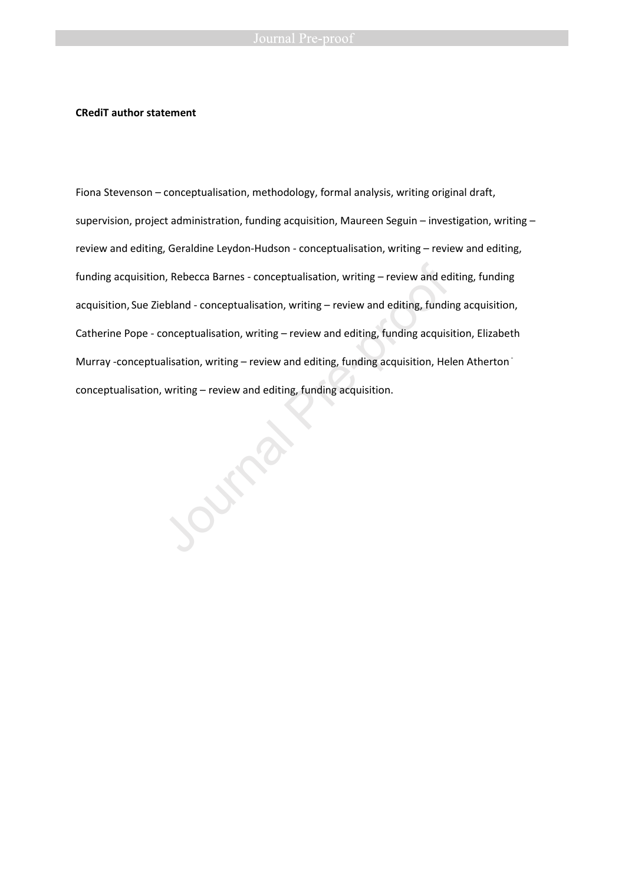**CRediT author statement**

Fiona Stevenson – conceptualisation, methodology, formal analysis, writing original draft, supervision, project administration, funding acquisition, Maureen Seguin – investigation, writing – review and editing, Geraldine Leydon-Hudson - conceptualisation, writing – review and editing, funding acquisition, Rebecca Barnes - conceptualisation, writing – review and editing, funding acquisition, Sue Ziebland - conceptualisation, writing – review and editing, funding acquisition, Catherine Pope - conceptualisation, writing – review and editing, funding acquisition, Elizabeth Murray -conceptualisation, writing – review and editing, funding acquisition, Helen Atherton - conceptualisation, writing – review and editing, funding acquisition.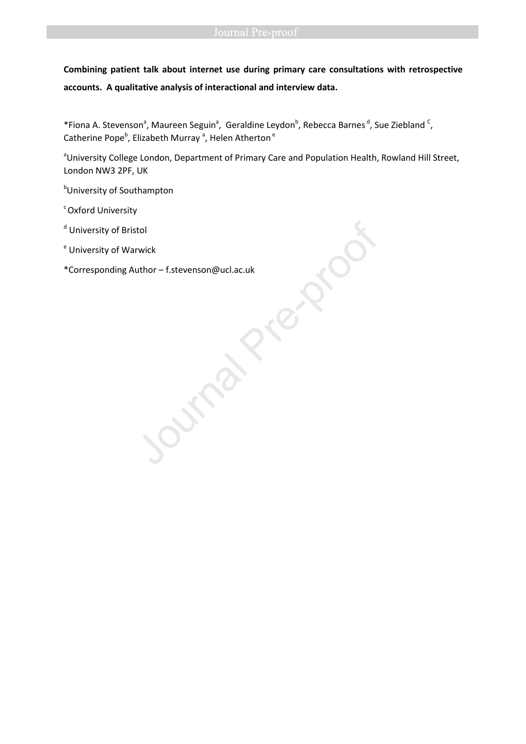**Combining patient talk about internet use during primary care consultations with retrospective accounts. A qualitative analysis of interactional and interview data.**

*Fiona A. Stevenson[a], Maureen Seguin[a], Geraldine Leydon[b], Rebecca Barnes[d], Sue Ziebland[c], Catherine Pope[b], Elizabeth Murray[a], Helen Atherton[e]

[a]University College London, Department of Primary Care and Population Health, Rowland Hill Street, London NW3 2PF, UK

[b]University of Southampton

[c]Oxford University

[d]University of Bristol

[e]University of Warwick

*Corresponding Author – f.stevenson@ucl.ac.uk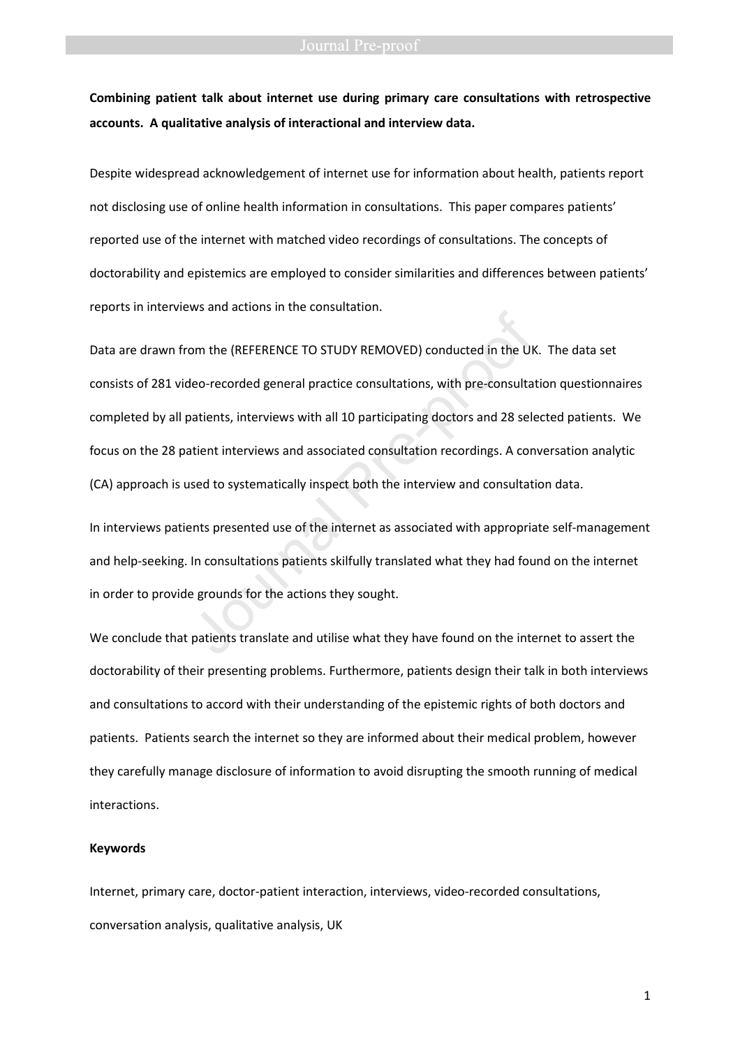**Combining patient talk about internet use during primary care consultations with retrospective accounts. A qualitative analysis of interactional and interview data.**

Despite widespread acknowledgement of internet use for information about health, patients report not disclosing use of online health information in consultations. This paper compares patients' reported use of the internet with matched video recordings of consultations. The concepts of doctorability and epistemics are employed to consider similarities and differences between patients' reports in interviews and actions in the consultation.

Data are drawn from the (REFERENCE TO STUDY REMOVED) conducted in the UK. The data set consists of 281 video-recorded general practice consultations, with pre-consultation questionnaires completed by all patients, interviews with all 10 participating doctors and 28 selected patients. We focus on the 28 patient interviews and associated consultation recordings. A conversation analytic (CA) approach is used to systematically inspect both the interview and consultation data.

In interviews patients presented use of the internet as associated with appropriate self-management and help-seeking. In consultations patients skilfully translated what they had found on the internet in order to provide grounds for the actions they sought.

We conclude that patients translate and utilise what they have found on the internet to assert the doctorability of their presenting problems. Furthermore, patients design their talk in both interviews and consultations to accord with their understanding of the epistemic rights of both doctors and patients. Patients search the internet so they are informed about their medical problem, however they carefully manage disclosure of information to avoid disrupting the smooth running of medical interactions.

**Keywords**

Internet, primary care, doctor-patient interaction, interviews, video-recorded consultations, conversation analysis, qualitative analysis, UK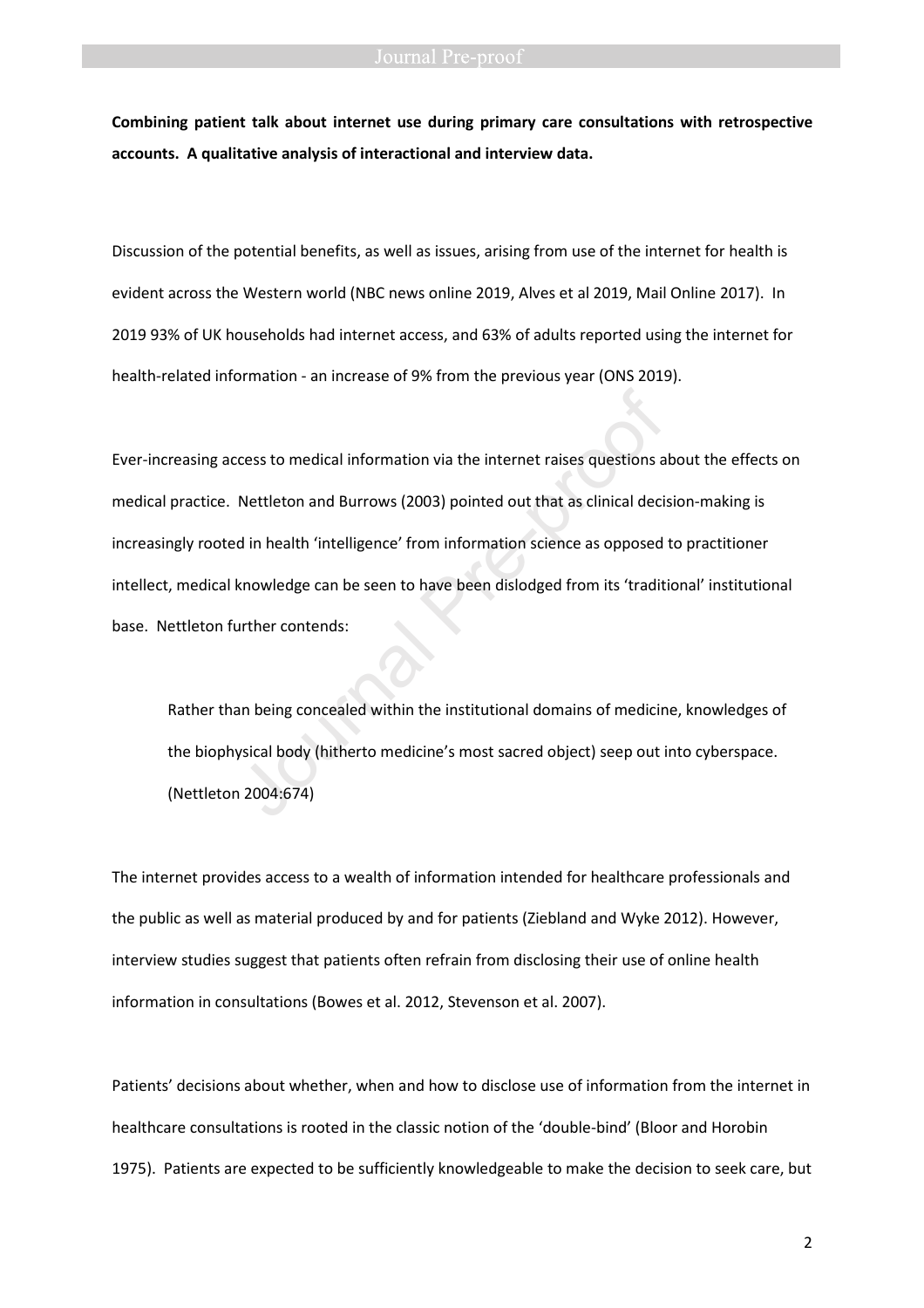**Combining patient talk about internet use during primary care consultations with retrospective accounts. A qualitative analysis of interactional and interview data.**

Discussion of the potential benefits, as well as issues, arising from use of the internet for health is evident across the Western world (NBC news online 2019, Alves et al 2019, Mail Online 2017). In 2019 93% of UK households had internet access, and 63% of adults reported using the internet for health-related information - an increase of 9% from the previous year (ONS 2019).

Ever-increasing access to medical information via the internet raises questions about the effects on medical practice. Nettleton and Burrows (2003) pointed out that as clinical decision-making is increasingly rooted in health 'intelligence' from information science as opposed to practitioner intellect, medical knowledge can be seen to have been dislodged from its 'traditional' institutional base. Nettleton further contends:

> Rather than being concealed within the institutional domains of medicine, knowledges of the biophysical body (hitherto medicine's most sacred object) seep out into cyberspace. (Nettleton 2004:674)

The internet provides access to a wealth of information intended for healthcare professionals and the public as well as material produced by and for patients (Ziebland and Wyke 2012). However, interview studies suggest that patients often refrain from disclosing their use of online health information in consultations (Bowes et al. 2012, Stevenson et al. 2007).

Patients' decisions about whether, when and how to disclose use of information from the internet in healthcare consultations is rooted in the classic notion of the 'double-bind' (Bloor and Horobin 1975). Patients are expected to be sufficiently knowledgeable to make the decision to seek care, but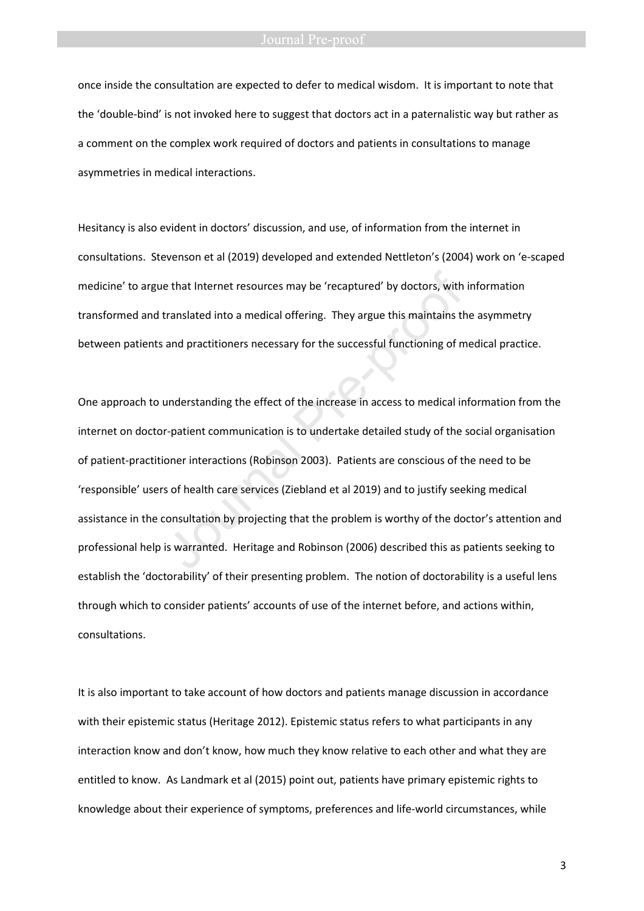once inside the consultation are expected to defer to medical wisdom. It is important to note that the 'double-bind' is not invoked here to suggest that doctors act in a paternalistic way but rather as a comment on the complex work required of doctors and patients in consultations to manage asymmetries in medical interactions.

Hesitancy is also evident in doctors' discussion, and use, of information from the internet in consultations. Stevenson et al (2019) developed and extended Nettleton's (2004) work on 'e-scaped medicine' to argue that Internet resources may be 'recaptured' by doctors, with information transformed and translated into a medical offering. They argue this maintains the asymmetry between patients and practitioners necessary for the successful functioning of medical practice.

One approach to understanding the effect of the increase in access to medical information from the internet on doctor-patient communication is to undertake detailed study of the social organisation of patient-practitioner interactions (Robinson 2003). Patients are conscious of the need to be 'responsible' users of health care services (Ziebland et al 2019) and to justify seeking medical assistance in the consultation by projecting that the problem is worthy of the doctor's attention and professional help is warranted. Heritage and Robinson (2006) described this as patients seeking to establish the 'doctorability' of their presenting problem. The notion of doctorability is a useful lens through which to consider patients' accounts of use of the internet before, and actions within, consultations.

It is also important to take account of how doctors and patients manage discussion in accordance with their epistemic status (Heritage 2012). Epistemic status refers to what participants in any interaction know and don't know, how much they know relative to each other and what they are entitled to know. As Landmark et al (2015) point out, patients have primary epistemic rights to knowledge about their experience of symptoms, preferences and life-world circumstances, while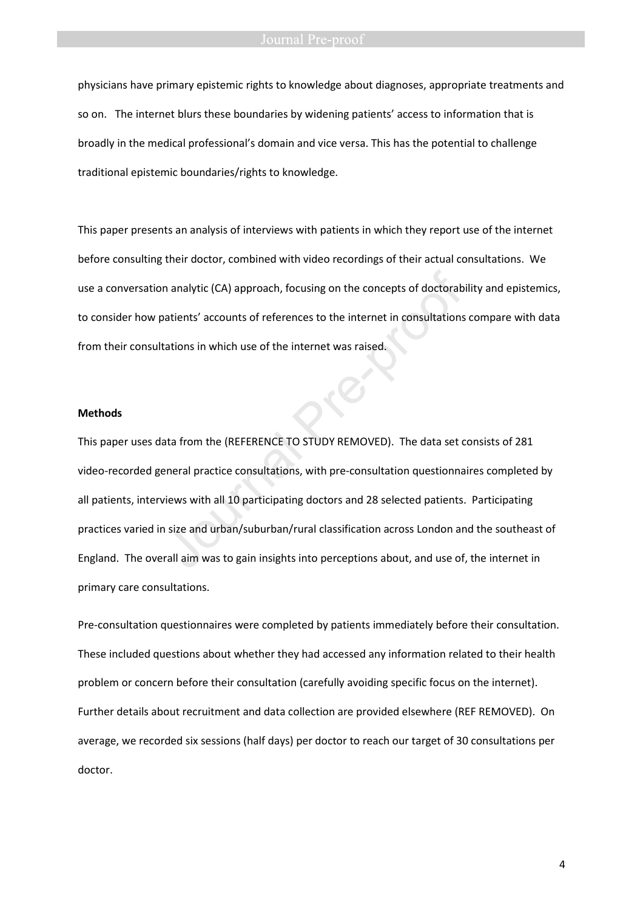physicians have primary epistemic rights to knowledge about diagnoses, appropriate treatments and so on. The internet blurs these boundaries by widening patients' access to information that is broadly in the medical professional's domain and vice versa. This has the potential to challenge traditional epistemic boundaries/rights to knowledge.

This paper presents an analysis of interviews with patients in which they report use of the internet before consulting their doctor, combined with video recordings of their actual consultations. We use a conversation analytic (CA) approach, focusing on the concepts of doctorability and epistemics, to consider how patients' accounts of references to the internet in consultations compare with data from their consultations in which use of the internet was raised.

**Methods**

This paper uses data from the (REFERENCE TO STUDY REMOVED). The data set consists of 281 video-recorded general practice consultations, with pre-consultation questionnaires completed by all patients, interviews with all 10 participating doctors and 28 selected patients. Participating practices varied in size and urban/suburban/rural classification across London and the southeast of England. The overall aim was to gain insights into perceptions about, and use of, the internet in primary care consultations.

Pre-consultation questionnaires were completed by patients immediately before their consultation. These included questions about whether they had accessed any information related to their health problem or concern before their consultation (carefully avoiding specific focus on the internet). Further details about recruitment and data collection are provided elsewhere (REF REMOVED). On average, we recorded six sessions (half days) per doctor to reach our target of 30 consultations per doctor.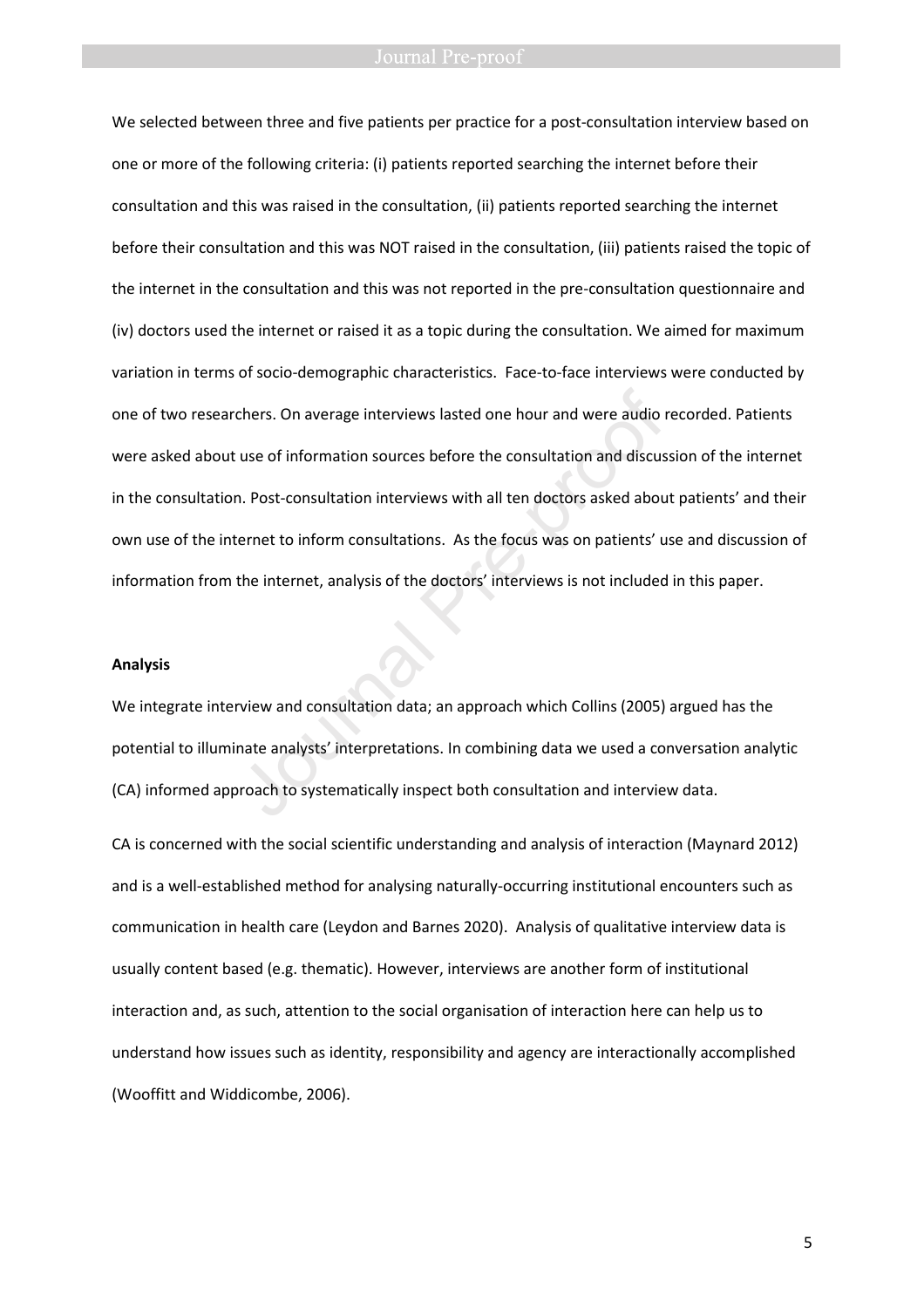We selected between three and five patients per practice for a post-consultation interview based on one or more of the following criteria: (i) patients reported searching the internet before their consultation and this was raised in the consultation, (ii) patients reported searching the internet before their consultation and this was NOT raised in the consultation, (iii) patients raised the topic of the internet in the consultation and this was not reported in the pre-consultation questionnaire and (iv) doctors used the internet or raised it as a topic during the consultation. We aimed for maximum variation in terms of socio-demographic characteristics. Face-to-face interviews were conducted by one of two researchers. On average interviews lasted one hour and were audio recorded. Patients were asked about use of information sources before the consultation and discussion of the internet in the consultation. Post-consultation interviews with all ten doctors asked about patients' and their own use of the internet to inform consultations. As the focus was on patients' use and discussion of information from the internet, analysis of the doctors' interviews is not included in this paper.

**Analysis**

We integrate interview and consultation data; an approach which Collins (2005) argued has the potential to illuminate analysts' interpretations. In combining data we used a conversation analytic (CA) informed approach to systematically inspect both consultation and interview data.

CA is concerned with the social scientific understanding and analysis of interaction (Maynard 2012) and is a well-established method for analysing naturally-occurring institutional encounters such as communication in health care (Leydon and Barnes 2020). Analysis of qualitative interview data is usually content based (e.g. thematic). However, interviews are another form of institutional interaction and, as such, attention to the social organisation of interaction here can help us to understand how issues such as identity, responsibility and agency are interactionally accomplished (Wooffitt and Widdicombe, 2006).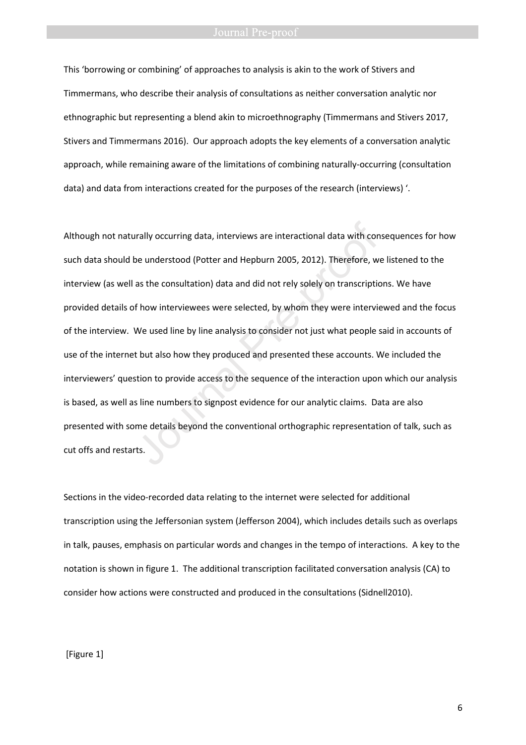This 'borrowing or combining' of approaches to analysis is akin to the work of Stivers and Timmermans, who describe their analysis of consultations as neither conversation analytic nor ethnographic but representing a blend akin to microethnography (Timmermans and Stivers 2017, Stivers and Timmermans 2016). Our approach adopts the key elements of a conversation analytic approach, while remaining aware of the limitations of combining naturally-occurring (consultation data) and data from interactions created for the purposes of the research (interviews) '.

Although not naturally occurring data, interviews are interactional data with consequences for how such data should be understood (Potter and Hepburn 2005, 2012). Therefore, we listened to the interview (as well as the consultation) data and did not rely solely on transcriptions. We have provided details of how interviewees were selected, by whom they were interviewed and the focus of the interview. We used line by line analysis to consider not just what people said in accounts of use of the internet but also how they produced and presented these accounts. We included the interviewers' question to provide access to the sequence of the interaction upon which our analysis is based, as well as line numbers to signpost evidence for our analytic claims. Data are also presented with some details beyond the conventional orthographic representation of talk, such as cut offs and restarts.

Sections in the video-recorded data relating to the internet were selected for additional transcription using the Jeffersonian system (Jefferson 2004), which includes details such as overlaps in talk, pauses, emphasis on particular words and changes in the tempo of interactions. A key to the notation is shown in figure 1. The additional transcription facilitated conversation analysis (CA) to consider how actions were constructed and produced in the consultations (Sidnell2010).

[Figure 1]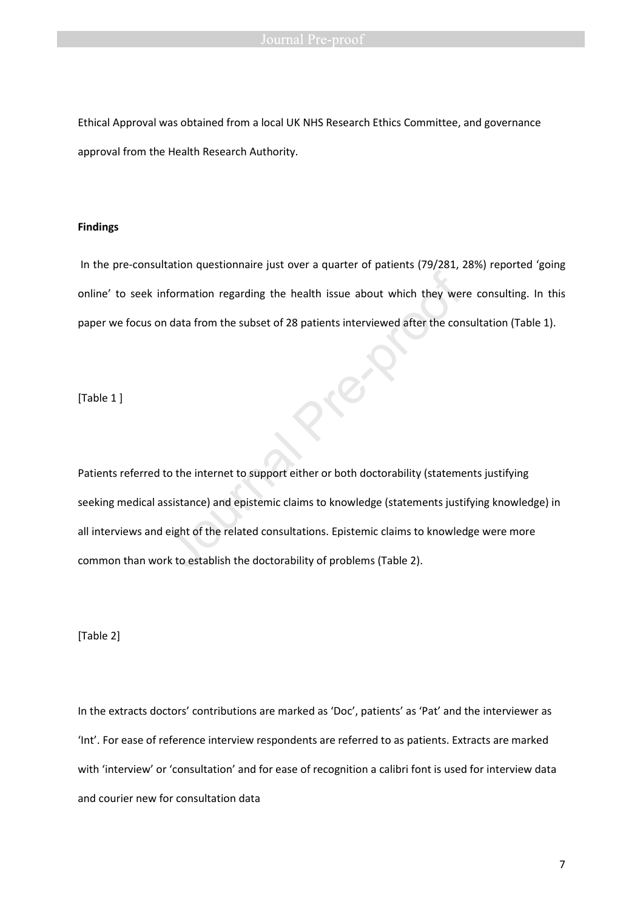Ethical Approval was obtained from a local UK NHS Research Ethics Committee, and governance approval from the Health Research Authority.

**Findings**

In the pre-consultation questionnaire just over a quarter of patients (79/281, 28%) reported 'going online' to seek information regarding the health issue about which they were consulting. In this paper we focus on data from the subset of 28 patients interviewed after the consultation (Table 1).

[Table 1 ]

Patients referred to the internet to support either or both doctorability (statements justifying seeking medical assistance) and epistemic claims to knowledge (statements justifying knowledge) in all interviews and eight of the related consultations. Epistemic claims to knowledge were more common than work to establish the doctorability of problems (Table 2).

[Table 2]

In the extracts doctors' contributions are marked as 'Doc', patients' as 'Pat' and the interviewer as 'Int'. For ease of reference interview respondents are referred to as patients. Extracts are marked with 'interview' or 'consultation' and for ease of recognition a calibri font is used for interview data and courier new for consultation data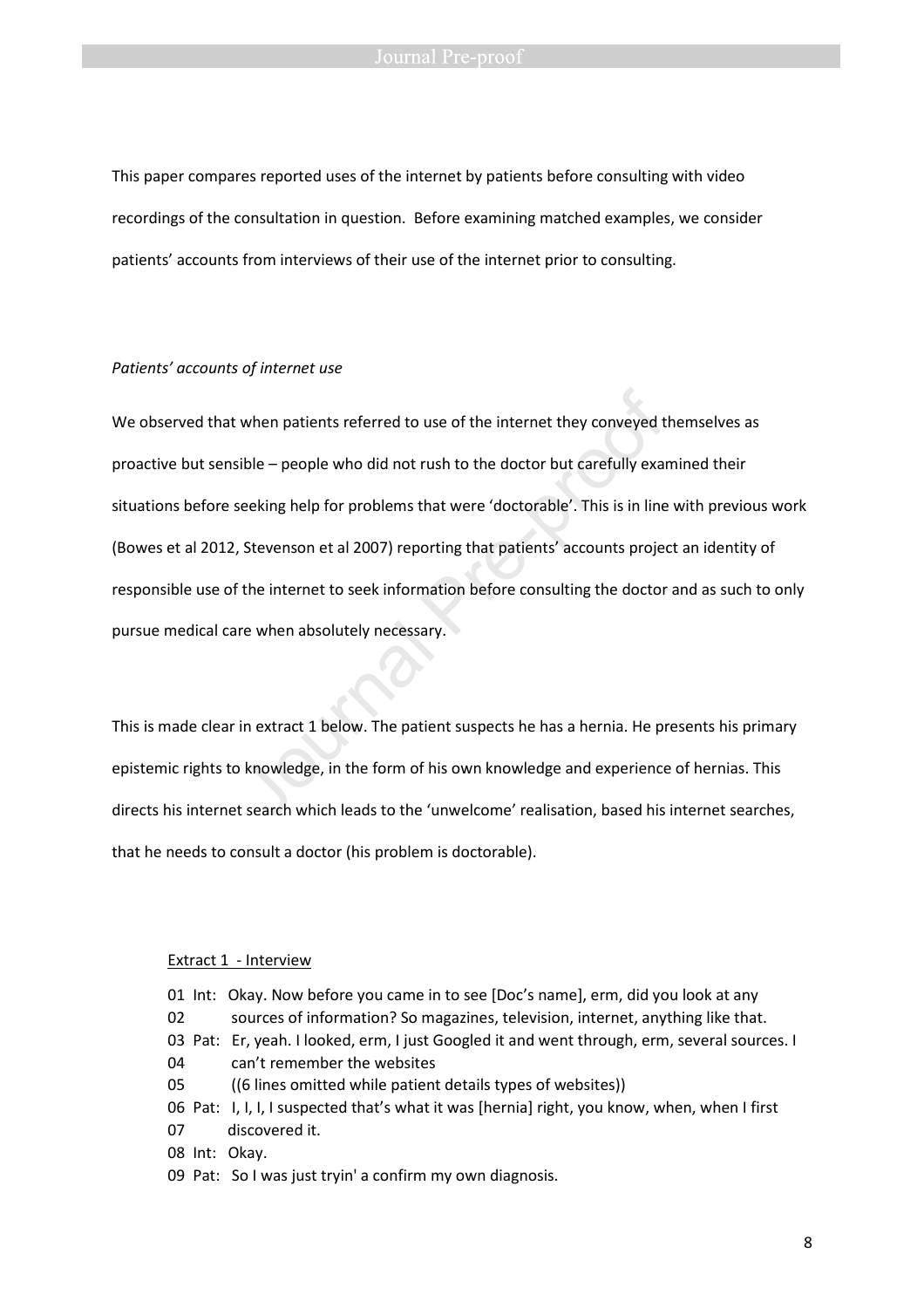This paper compares reported uses of the internet by patients before consulting with video recordings of the consultation in question. Before examining matched examples, we consider patients' accounts from interviews of their use of the internet prior to consulting.

*Patients' accounts of internet use*

We observed that when patients referred to use of the internet they conveyed themselves as proactive but sensible – people who did not rush to the doctor but carefully examined their situations before seeking help for problems that were 'doctorable'. This is in line with previous work (Bowes et al 2012, Stevenson et al 2007) reporting that patients' accounts project an identity of responsible use of the internet to seek information before consulting the doctor and as such to only pursue medical care when absolutely necessary.

This is made clear in extract 1 below. The patient suspects he has a hernia. He presents his primary epistemic rights to knowledge, in the form of his own knowledge and experience of hernias. This directs his internet search which leads to the 'unwelcome' realisation, based his internet searches, that he needs to consult a doctor (his problem is doctorable).

<u>Extract 1 - Interview</u>

```
01  Int:  Okay. Now before you came in to see [Doc's name], erm, did you look at any
02        sources of information? So magazines, television, internet, anything like that.
03  Pat:  Er, yeah. I looked, erm, I just Googled it and went through, erm, several sources. I
04        can't remember the websites
05        ((6 lines omitted while patient details types of websites))
06  Pat:  I, I, I, I suspected that's what it was [hernia] right, you know, when, when I first
07        discovered it.
08  Int:  Okay.
09  Pat:  So I was just tryin' a confirm my own diagnosis.
```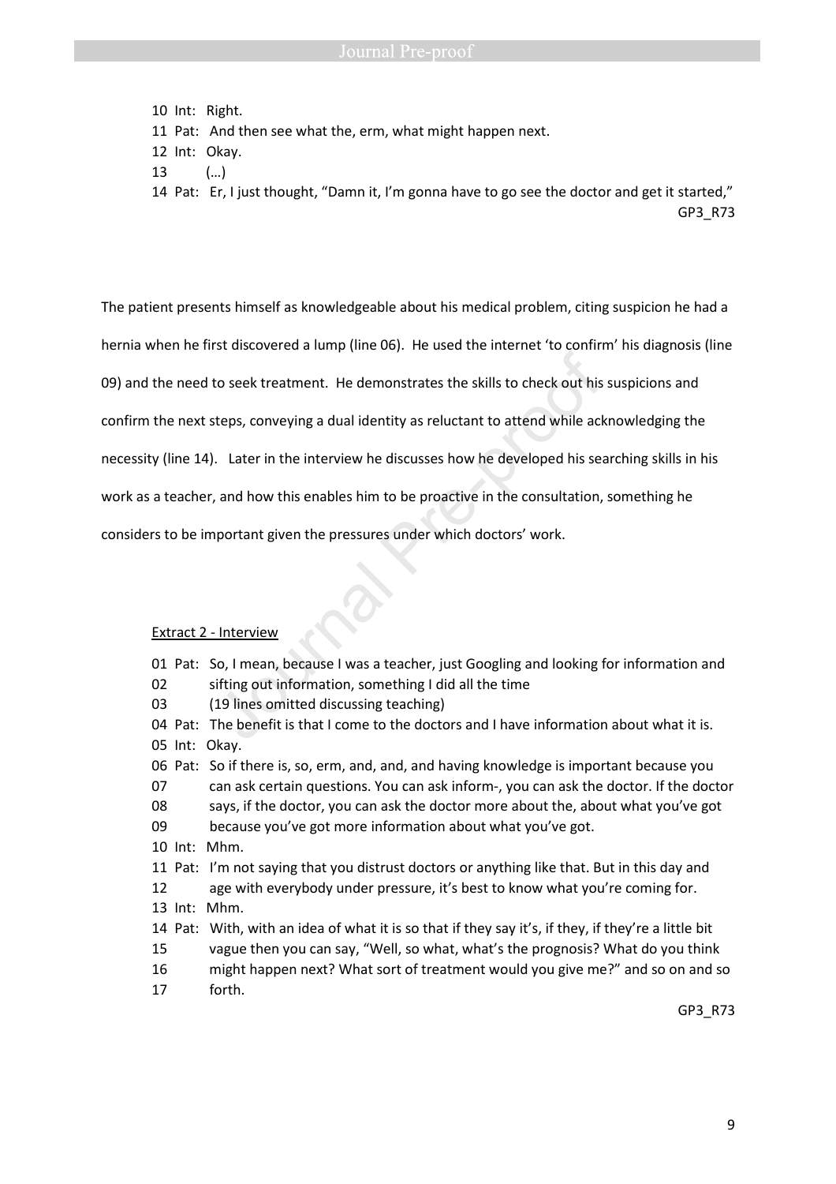10 Int: Right.
11 Pat: And then see what the, erm, what might happen next.
12 Int: Okay.
13 (…)
14 Pat: Er, I just thought, "Damn it, I'm gonna have to go see the doctor and get it started,"

GP3_R73

The patient presents himself as knowledgeable about his medical problem, citing suspicion he had a hernia when he first discovered a lump (line 06). He used the internet 'to confirm' his diagnosis (line 09) and the need to seek treatment. He demonstrates the skills to check out his suspicions and confirm the next steps, conveying a dual identity as reluctant to attend while acknowledging the necessity (line 14). Later in the interview he discusses how he developed his searching skills in his work as a teacher, and how this enables him to be proactive in the consultation, something he considers to be important given the pressures under which doctors' work.

Extract 2 - Interview

01 Pat: So, I mean, because I was a teacher, just Googling and looking for information and
02 sifting out information, something I did all the time
03 (19 lines omitted discussing teaching)
04 Pat: The benefit is that I come to the doctors and I have information about what it is.
05 Int: Okay.
06 Pat: So if there is, so, erm, and, and, and having knowledge is important because you
07 can ask certain questions. You can ask inform-, you can ask the doctor. If the doctor
08 says, if the doctor, you can ask the doctor more about the, about what you've got
09 because you've got more information about what you've got.
10 Int: Mhm.
11 Pat: I'm not saying that you distrust doctors or anything like that. But in this day and
12 age with everybody under pressure, it's best to know what you're coming for.
13 Int: Mhm.
14 Pat: With, with an idea of what it is so that if they say it's, if they, if they're a little bit
15 vague then you can say, "Well, so what, what's the prognosis? What do you think
16 might happen next? What sort of treatment would you give me?" and so on and so
17 forth.

GP3_R73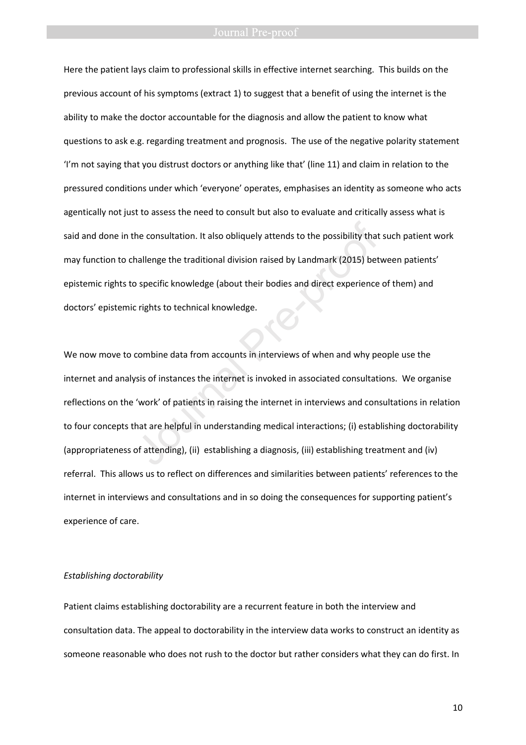Here the patient lays claim to professional skills in effective internet searching. This builds on the previous account of his symptoms (extract 1) to suggest that a benefit of using the internet is the ability to make the doctor accountable for the diagnosis and allow the patient to know what questions to ask e.g. regarding treatment and prognosis. The use of the negative polarity statement 'I'm not saying that you distrust doctors or anything like that' (line 11) and claim in relation to the pressured conditions under which 'everyone' operates, emphasises an identity as someone who acts agentically not just to assess the need to consult but also to evaluate and critically assess what is said and done in the consultation. It also obliquely attends to the possibility that such patient work may function to challenge the traditional division raised by Landmark (2015) between patients' epistemic rights to specific knowledge (about their bodies and direct experience of them) and doctors' epistemic rights to technical knowledge.

We now move to combine data from accounts in interviews of when and why people use the internet and analysis of instances the internet is invoked in associated consultations. We organise reflections on the 'work' of patients in raising the internet in interviews and consultations in relation to four concepts that are helpful in understanding medical interactions; (i) establishing doctorability (appropriateness of attending), (ii) establishing a diagnosis, (iii) establishing treatment and (iv) referral. This allows us to reflect on differences and similarities between patients' references to the internet in interviews and consultations and in so doing the consequences for supporting patient's experience of care.

*Establishing doctorability*

Patient claims establishing doctorability are a recurrent feature in both the interview and consultation data. The appeal to doctorability in the interview data works to construct an identity as someone reasonable who does not rush to the doctor but rather considers what they can do first. In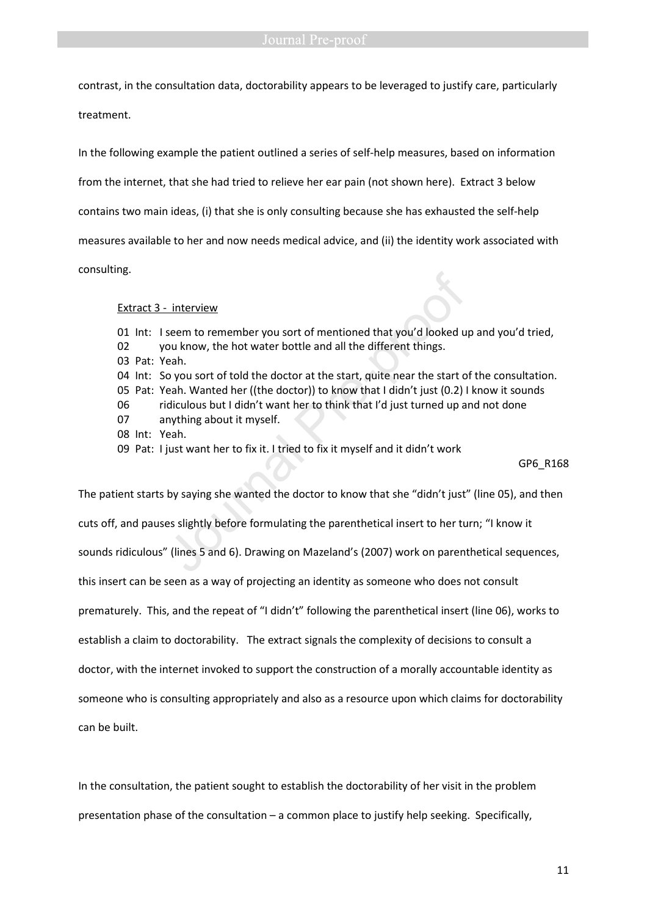contrast, in the consultation data, doctorability appears to be leveraged to justify care, particularly treatment.

In the following example the patient outlined a series of self-help measures, based on information from the internet, that she had tried to relieve her ear pain (not shown here). Extract 3 below contains two main ideas, (i) that she is only consulting because she has exhausted the self-help measures available to her and now needs medical advice, and (ii) the identity work associated with consulting.

<u>Extract 3 - interview</u>

```
01  Int:  I seem to remember you sort of mentioned that you'd looked up and you'd tried,
02        you know, the hot water bottle and all the different things.
03  Pat:  Yeah.
04  Int:  So you sort of told the doctor at the start, quite near the start of the consultation.
05  Pat:  Yeah. Wanted her ((the doctor)) to know that I didn't just (0.2) I know it sounds
06        ridiculous but I didn't want her to think that I'd just turned up and not done
07        anything about it myself.
08  Int:  Yeah.
09  Pat:  I just want her to fix it. I tried to fix it myself and it didn't work
```

GP6_R168

The patient starts by saying she wanted the doctor to know that she "didn't just" (line 05), and then cuts off, and pauses slightly before formulating the parenthetical insert to her turn; "I know it sounds ridiculous" (lines 5 and 6). Drawing on Mazeland's (2007) work on parenthetical sequences, this insert can be seen as a way of projecting an identity as someone who does not consult prematurely. This, and the repeat of "I didn't" following the parenthetical insert (line 06), works to establish a claim to doctorability. The extract signals the complexity of decisions to consult a doctor, with the internet invoked to support the construction of a morally accountable identity as someone who is consulting appropriately and also as a resource upon which claims for doctorability can be built.

In the consultation, the patient sought to establish the doctorability of her visit in the problem presentation phase of the consultation – a common place to justify help seeking. Specifically,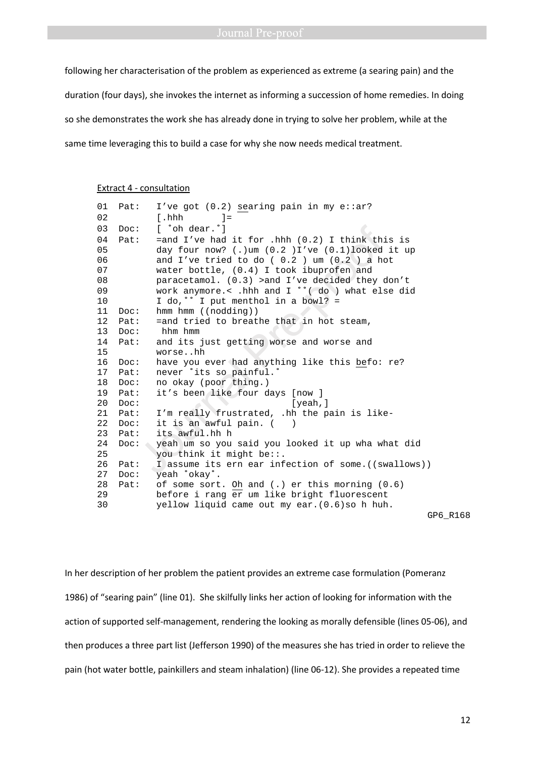following her characterisation of the problem as experienced as extreme (a searing pain) and the duration (four days), she invokes the internet as informing a succession of home remedies. In doing so she demonstrates the work she has already done in trying to solve her problem, while at the same time leveraging this to build a case for why she now needs medical treatment.

<u>Extract 4 - consultation</u>

```
01  Pat:   I've got (0.2) searing pain in my e::ar?
02         [.hhh       ]=
03  Doc:   [ °oh dear.°]
04  Pat:   =and I've had it for .hhh (0.2) I think this is
05         day four now? (.)um (0.2 )I've (0.1)looked it up
06         and I've tried to do ( 0.2 ) um (0.2 ) a hot
07         water bottle, (0.4) I took ibuprofen and
08         paracetamol. (0.3) >and I've decided they don't
09         work anymore.< .hhh and I °°( do ) what else did
10         I do,°° I put menthol in a bowl? =
11  Doc:   hmm hmm ((nodding))
12  Pat:   =and tried to breathe that in hot steam,
13  Doc:    hhm hmm
14  Pat:   and its just getting worse and worse and
15         worse..hh
16  Doc:   have you ever had anything like this befo: re?
17  Pat:   never °its so painful.°
18  Doc:   no okay (poor thing.)
19  Pat:   it's been like four days [now ]
20  Doc:                            [yeah,]
21  Pat:   I'm really frustrated, .hh the pain is like-
22  Doc:   it is an awful pain. (   )
23  Pat:   its awful.hh h
24  Doc:   yeah um so you said you looked it up wha what did
25         you think it might be::.
26  Pat:   I assume its ern ear infection of some.((swallows))
27  Doc:   yeah °okay°.
28  Pat:   of some sort. Oh and (.) er this morning (0.6)
29         before i rang er um like bright fluorescent
30         yellow liquid came out my ear.(0.6)so h huh.
                                                    GP6_R168
```

In her description of her problem the patient provides an extreme case formulation (Pomeranz 1986) of "searing pain" (line 01). She skilfully links her action of looking for information with the action of supported self-management, rendering the looking as morally defensible (lines 05-06), and then produces a three part list (Jefferson 1990) of the measures she has tried in order to relieve the pain (hot water bottle, painkillers and steam inhalation) (line 06-12). She provides a repeated time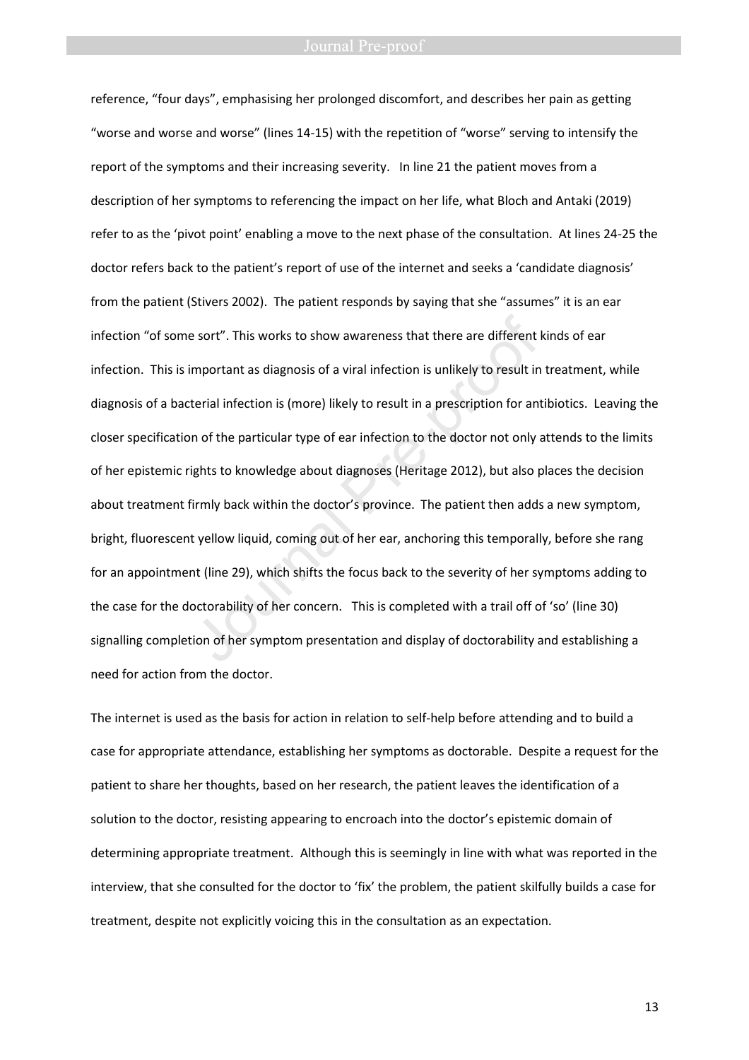reference, "four days", emphasising her prolonged discomfort, and describes her pain as getting "worse and worse and worse" (lines 14-15) with the repetition of "worse" serving to intensify the report of the symptoms and their increasing severity. In line 21 the patient moves from a description of her symptoms to referencing the impact on her life, what Bloch and Antaki (2019) refer to as the 'pivot point' enabling a move to the next phase of the consultation. At lines 24-25 the doctor refers back to the patient's report of use of the internet and seeks a 'candidate diagnosis' from the patient (Stivers 2002). The patient responds by saying that she "assumes" it is an ear infection "of some sort". This works to show awareness that there are different kinds of ear infection. This is important as diagnosis of a viral infection is unlikely to result in treatment, while diagnosis of a bacterial infection is (more) likely to result in a prescription for antibiotics. Leaving the closer specification of the particular type of ear infection to the doctor not only attends to the limits of her epistemic rights to knowledge about diagnoses (Heritage 2012), but also places the decision about treatment firmly back within the doctor's province. The patient then adds a new symptom, bright, fluorescent yellow liquid, coming out of her ear, anchoring this temporally, before she rang for an appointment (line 29), which shifts the focus back to the severity of her symptoms adding to the case for the doctorability of her concern. This is completed with a trail off of 'so' (line 30) signalling completion of her symptom presentation and display of doctorability and establishing a need for action from the doctor.

The internet is used as the basis for action in relation to self-help before attending and to build a case for appropriate attendance, establishing her symptoms as doctorable. Despite a request for the patient to share her thoughts, based on her research, the patient leaves the identification of a solution to the doctor, resisting appearing to encroach into the doctor's epistemic domain of determining appropriate treatment. Although this is seemingly in line with what was reported in the interview, that she consulted for the doctor to 'fix' the problem, the patient skilfully builds a case for treatment, despite not explicitly voicing this in the consultation as an expectation.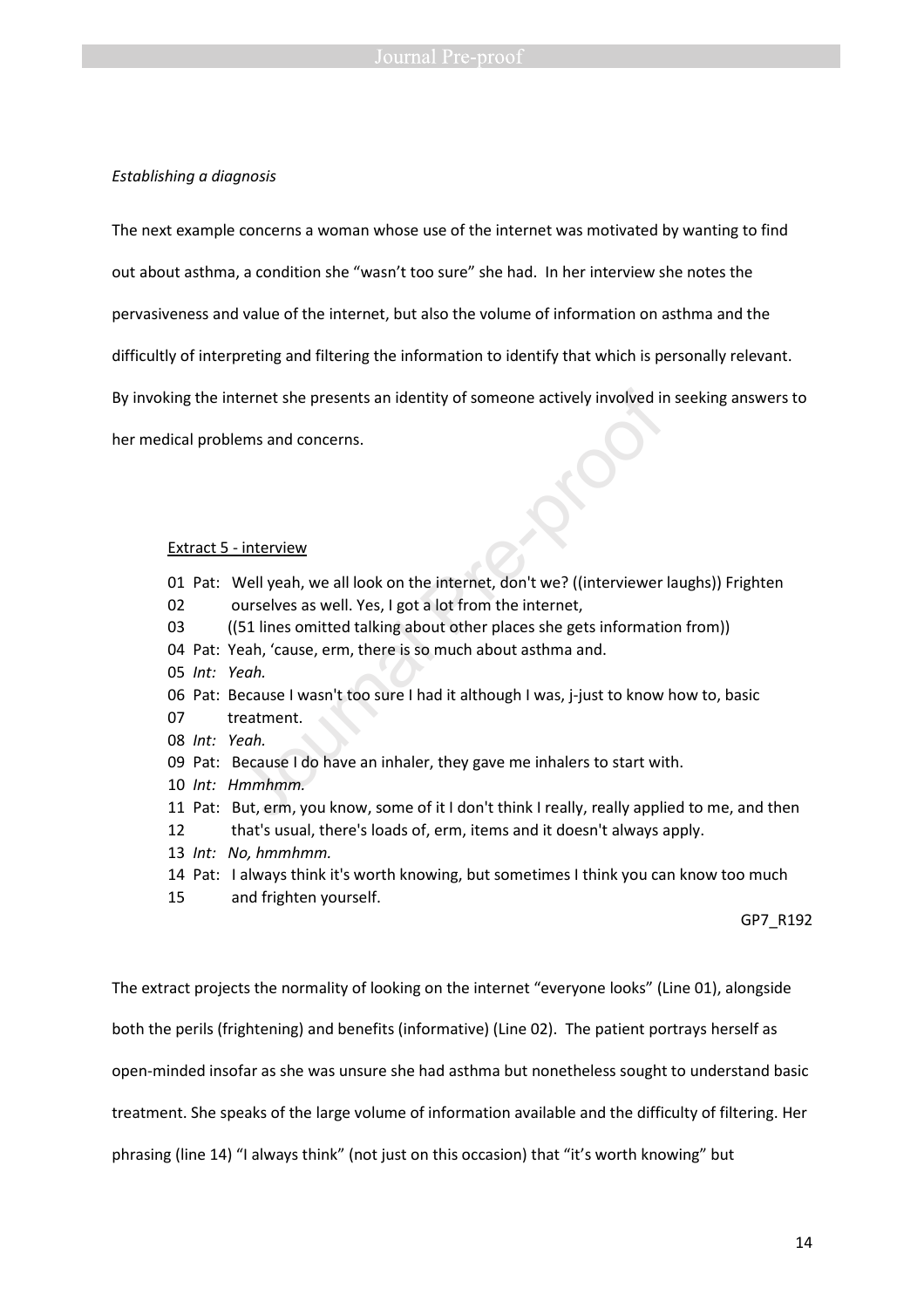*Establishing a diagnosis*

The next example concerns a woman whose use of the internet was motivated by wanting to find out about asthma, a condition she "wasn't too sure" she had. In her interview she notes the pervasiveness and value of the internet, but also the volume of information on asthma and the difficultly of interpreting and filtering the information to identify that which is personally relevant. By invoking the internet she presents an identity of someone actively involved in seeking answers to her medical problems and concerns.

<u>Extract 5 - interview</u>

```
01  Pat:  Well yeah, we all look on the internet, don't we? ((interviewer laughs)) Frighten
02        ourselves as well. Yes, I got a lot from the internet,
03        ((51 lines omitted talking about other places she gets information from))
04  Pat:  Yeah, 'cause, erm, there is so much about asthma and.
05  Int:  Yeah.
06  Pat:  Because I wasn't too sure I had it although I was, j-just to know how to, basic
07        treatment.
08  Int:  Yeah.
09  Pat:  Because I do have an inhaler, they gave me inhalers to start with.
10  Int:  Hmmhmm.
11  Pat:  But, erm, you know, some of it I don't think I really, really applied to me, and then
12        that's usual, there's loads of, erm, items and it doesn't always apply.
13  Int:  No, hmmhmm.
14  Pat:  I always think it's worth knowing, but sometimes I think you can know too much
15        and frighten yourself.
```

GP7_R192

The extract projects the normality of looking on the internet "everyone looks" (Line 01), alongside both the perils (frightening) and benefits (informative) (Line 02). The patient portrays herself as open-minded insofar as she was unsure she had asthma but nonetheless sought to understand basic treatment. She speaks of the large volume of information available and the difficulty of filtering. Her phrasing (line 14) "I always think" (not just on this occasion) that "it's worth knowing" but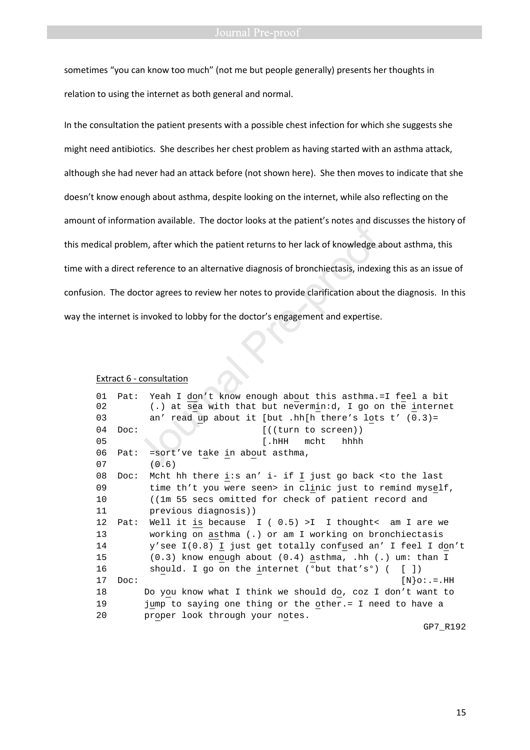sometimes "you can know too much" (not me but people generally) presents her thoughts in relation to using the internet as both general and normal.

In the consultation the patient presents with a possible chest infection for which she suggests she might need antibiotics. She describes her chest problem as having started with an asthma attack, although she had never had an attack before (not shown here). She then moves to indicate that she doesn't know enough about asthma, despite looking on the internet, while also reflecting on the amount of information available. The doctor looks at the patient's notes and discusses the history of this medical problem, after which the patient returns to her lack of knowledge about asthma, this time with a direct reference to an alternative diagnosis of bronchiectasis, indexing this as an issue of confusion. The doctor agrees to review her notes to provide clarification about the diagnosis. In this way the internet is invoked to lobby for the doctor's engagement and expertise.

Extract 6 - consultation

```
01  Pat:  Yeah I don't know enough about this asthma.=I feel a bit
02        (.) at sea with that but nevermin:d, I go on the internet
03        an' read up about it [but .hh[h there's lots t' (0.3)=
04  Doc:                       [((turn to screen))
05                             [.hHH   mcht   hhhh
06  Pat:  =sort've take in about asthma,
07        (0.6)
08  Doc:  Mcht hh there i:s an' i- if I just go back <to the last
09        time th't you were seen> in clinic just to remind myself,
10        ((1m 55 secs omitted for check of patient record and
11        previous diagnosis))
12  Pat:  Well it is because  I ( 0.5) >I  I thought<  am I are we
13        working on asthma (.) or am I working on bronchiectasis
14        y'see I(0.8) I just get totally confused an' I feel I don't
15        (0.3) know enough about (0.4) asthma, .hh (.) um: than I
16        should. I go on the internet (°but that's°) (  [ ])
17  Doc:                                                  [N}o:.=.HH
18        Do you know what I think we should do, coz I don't want to
19        jump to saying one thing or the other.= I need to have a
20        proper look through your notes.
                                                            GP7_R192
```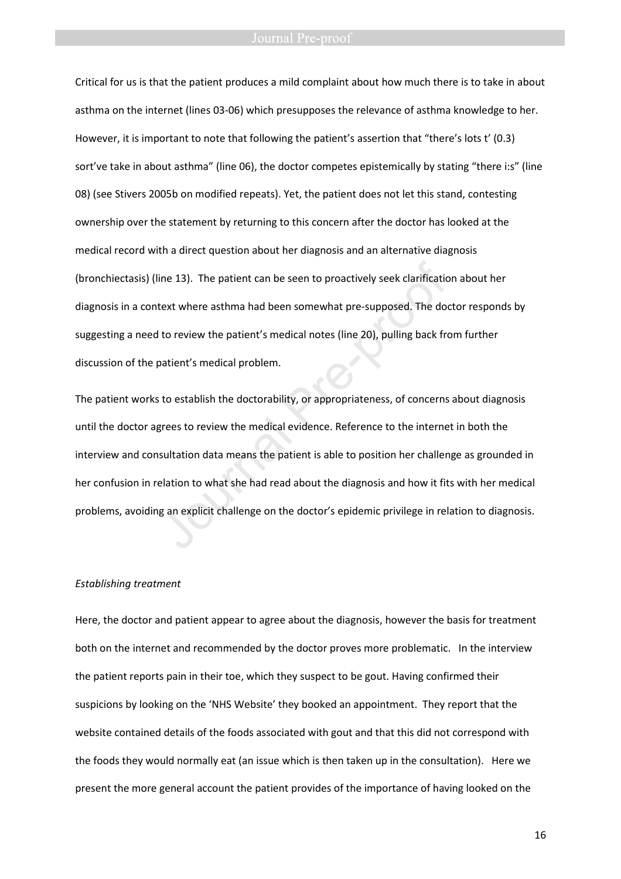Critical for us is that the patient produces a mild complaint about how much there is to take in about asthma on the internet (lines 03-06) which presupposes the relevance of asthma knowledge to her. However, it is important to note that following the patient's assertion that "there's lots t' (0.3) sort've take in about asthma" (line 06), the doctor competes epistemically by stating "there i:s" (line 08) (see Stivers 2005b on modified repeats). Yet, the patient does not let this stand, contesting ownership over the statement by returning to this concern after the doctor has looked at the medical record with a direct question about her diagnosis and an alternative diagnosis (bronchiectasis) (line 13). The patient can be seen to proactively seek clarification about her diagnosis in a context where asthma had been somewhat pre-supposed. The doctor responds by suggesting a need to review the patient's medical notes (line 20), pulling back from further discussion of the patient's medical problem.

The patient works to establish the doctorability, or appropriateness, of concerns about diagnosis until the doctor agrees to review the medical evidence. Reference to the internet in both the interview and consultation data means the patient is able to position her challenge as grounded in her confusion in relation to what she had read about the diagnosis and how it fits with her medical problems, avoiding an explicit challenge on the doctor's epidemic privilege in relation to diagnosis.

*Establishing treatment*

Here, the doctor and patient appear to agree about the diagnosis, however the basis for treatment both on the internet and recommended by the doctor proves more problematic. In the interview the patient reports pain in their toe, which they suspect to be gout. Having confirmed their suspicions by looking on the 'NHS Website' they booked an appointment. They report that the website contained details of the foods associated with gout and that this did not correspond with the foods they would normally eat (an issue which is then taken up in the consultation). Here we present the more general account the patient provides of the importance of having looked on the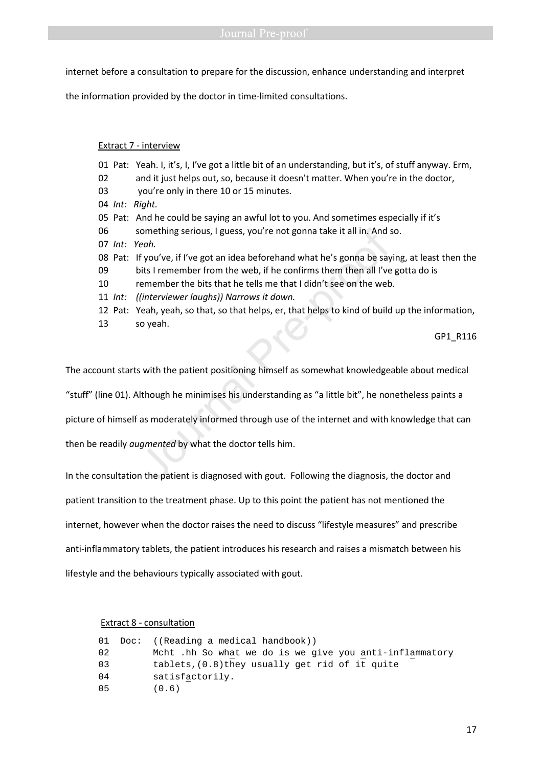internet before a consultation to prepare for the discussion, enhance understanding and interpret the information provided by the doctor in time-limited consultations.

Extract 7 - interview

```
01 Pat:  Yeah. I, it's, I, I've got a little bit of an understanding, but it's, of stuff anyway. Erm,
02       and it just helps out, so, because it doesn't matter. When you're in the doctor,
03       you're only in there 10 or 15 minutes.
04 Int:  Right.
05 Pat:  And he could be saying an awful lot to you. And sometimes especially if it's
06       something serious, I guess, you're not gonna take it all in. And so.
07 Int:  Yeah.
08 Pat:  If you've, if I've got an idea beforehand what he's gonna be saying, at least then the
09       bits I remember from the web, if he confirms them then all I've gotta do is
10       remember the bits that he tells me that I didn't see on the web.
11 Int:  ((interviewer laughs)) Narrows it down.
12 Pat:  Yeah, yeah, so that, so that helps, er, that helps to kind of build up the information,
13       so yeah.
```

GP1_R116

The account starts with the patient positioning himself as somewhat knowledgeable about medical "stuff" (line 01). Although he minimises his understanding as "a little bit", he nonetheless paints a picture of himself as moderately informed through use of the internet and with knowledge that can then be readily *augmented* by what the doctor tells him.

In the consultation the patient is diagnosed with gout. Following the diagnosis, the doctor and patient transition to the treatment phase. Up to this point the patient has not mentioned the internet, however when the doctor raises the need to discuss "lifestyle measures" and prescribe anti-inflammatory tablets, the patient introduces his research and raises a mismatch between his lifestyle and the behaviours typically associated with gout.

Extract 8 - consultation

```
01  Doc:  ((Reading a medical handbook))
02        Mcht .hh So what we do is we give you anti-inflammatory
03        tablets,(0.8)they usually get rid of it quite
04        satisfactorily.
05        (0.6)
```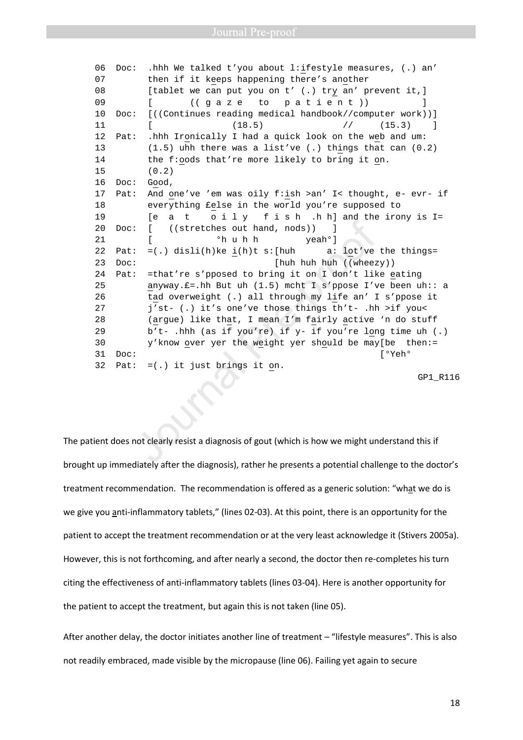```
06  Doc:  .hhh We talked t'you about l:ifestyle measures, (.) an'
07        then if it keeps happening there's another
08        [tablet we can put you on t' (.) try an' prevent it,]
09        [       (( g a z e   to   p a t i e n t ))          ]
10  Doc:  [((Continues reading medical handbook//computer work))]
11        [                (18.5)              //     (15.3)    ]
12  Pat:  .hhh Ironically I had a quick look on the web and um:
13        (1.5) uhh there was a list've (.) things that can (0.2)
14        the f:oods that're more likely to bring it on.
15        (0.2)
16  Doc:  Good,
17  Pat:  And one've 'em was oily f:ish >an' I< thought, e- evr- if
18        everything £else in the world you're supposed to
19        [e  a  t    o i l y   f i s h  .h h] and the irony is I=
20  Doc:  [   ((stretches out hand, nods))   ]
21        [           °h u h h         yeah°]
22  Pat:  =(.) disli(h)ke i(h)t s:[huh      a: lot've the things=
23  Doc:                          [huh huh huh ((wheezy))
24  Pat:  =that're s'pposed to bring it on I don't like eating
25        anyway.£=.hh But uh (1.5) mcht I s'ppose I've been uh:: a
26        tad overweight (.) all through my life an' I s'ppose it
27        j'st- (.) it's one've those things th't- .hh >if you<
28        (argue) like that, I mean I'm fairly active 'n do stuff
29        b't- .hhh (as if you're) if y- if you're long time uh (.)
30        y'know over yer the weight yer should be may[be  then:=
31  Doc:                                              [°Yeh°
32  Pat:  =(.) it just brings it on.
                                                             GP1_R116
```

The patient does not clearly resist a diagnosis of gout (which is how we might understand this if brought up immediately after the diagnosis), rather he presents a potential challenge to the doctor's treatment recommendation. The recommendation is offered as a generic solution: "what we do is we give you anti-inflammatory tablets," (lines 02-03). At this point, there is an opportunity for the patient to accept the treatment recommendation or at the very least acknowledge it (Stivers 2005a). However, this is not forthcoming, and after nearly a second, the doctor then re-completes his turn citing the effectiveness of anti-inflammatory tablets (lines 03-04). Here is another opportunity for the patient to accept the treatment, but again this is not taken (line 05).

After another delay, the doctor initiates another line of treatment – "lifestyle measures". This is also not readily embraced, made visible by the micropause (line 06). Failing yet again to secure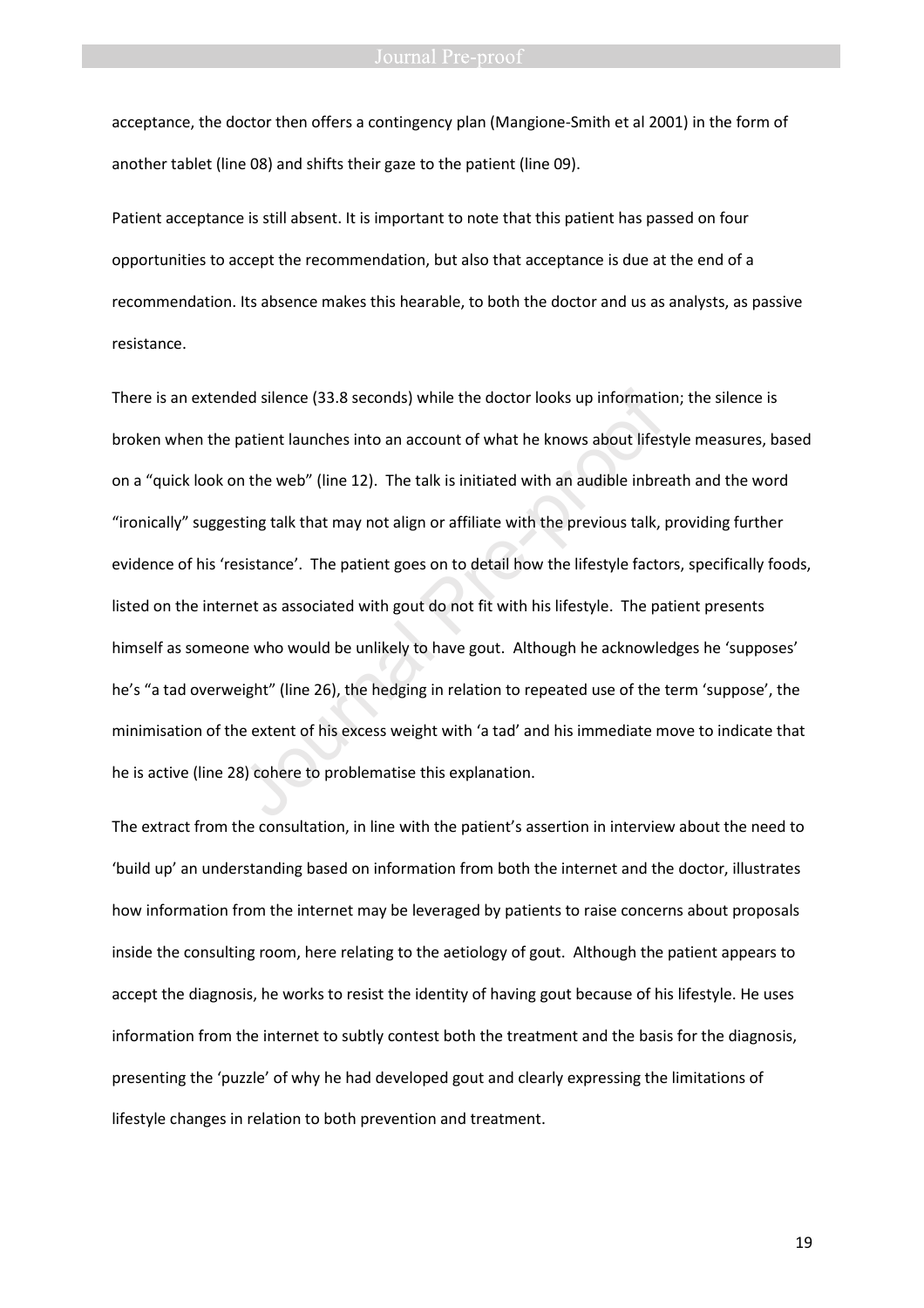acceptance, the doctor then offers a contingency plan (Mangione-Smith et al 2001) in the form of another tablet (line 08) and shifts their gaze to the patient (line 09).

Patient acceptance is still absent. It is important to note that this patient has passed on four opportunities to accept the recommendation, but also that acceptance is due at the end of a recommendation. Its absence makes this hearable, to both the doctor and us as analysts, as passive resistance.

There is an extended silence (33.8 seconds) while the doctor looks up information; the silence is broken when the patient launches into an account of what he knows about lifestyle measures, based on a "quick look on the web" (line 12). The talk is initiated with an audible inbreath and the word "ironically" suggesting talk that may not align or affiliate with the previous talk, providing further evidence of his 'resistance'. The patient goes on to detail how the lifestyle factors, specifically foods, listed on the internet as associated with gout do not fit with his lifestyle. The patient presents himself as someone who would be unlikely to have gout. Although he acknowledges he 'supposes' he's "a tad overweight" (line 26), the hedging in relation to repeated use of the term 'suppose', the minimisation of the extent of his excess weight with 'a tad' and his immediate move to indicate that he is active (line 28) cohere to problematise this explanation.

The extract from the consultation, in line with the patient's assertion in interview about the need to 'build up' an understanding based on information from both the internet and the doctor, illustrates how information from the internet may be leveraged by patients to raise concerns about proposals inside the consulting room, here relating to the aetiology of gout. Although the patient appears to accept the diagnosis, he works to resist the identity of having gout because of his lifestyle. He uses information from the internet to subtly contest both the treatment and the basis for the diagnosis, presenting the 'puzzle' of why he had developed gout and clearly expressing the limitations of lifestyle changes in relation to both prevention and treatment.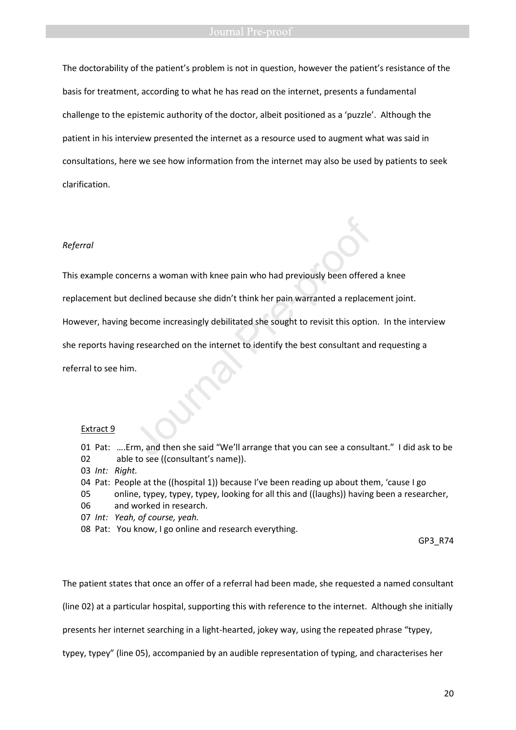The doctorability of the patient's problem is not in question, however the patient's resistance of the basis for treatment, according to what he has read on the internet, presents a fundamental challenge to the epistemic authority of the doctor, albeit positioned as a 'puzzle'. Although the patient in his interview presented the internet as a resource used to augment what was said in consultations, here we see how information from the internet may also be used by patients to seek clarification.

*Referral*

This example concerns a woman with knee pain who had previously been offered a knee replacement but declined because she didn't think her pain warranted a replacement joint. However, having become increasingly debilitated she sought to revisit this option. In the interview she reports having researched on the internet to identify the best consultant and requesting a referral to see him.

Extract 9

01 Pat: ….Erm, and then she said "We'll arrange that you can see a consultant." I did ask to be
02 able to see ((consultant's name)).
03 *Int: Right.*
04 Pat: People at the ((hospital 1)) because I've been reading up about them, 'cause I go
05 online, typey, typey, typey, looking for all this and ((laughs)) having been a researcher,
06 and worked in research.
07 *Int: Yeah, of course, yeah.*
08 Pat: You know, I go online and research everything.

GP3_R74

The patient states that once an offer of a referral had been made, she requested a named consultant (line 02) at a particular hospital, supporting this with reference to the internet. Although she initially presents her internet searching in a light-hearted, jokey way, using the repeated phrase "typey, typey, typey" (line 05), accompanied by an audible representation of typing, and characterises her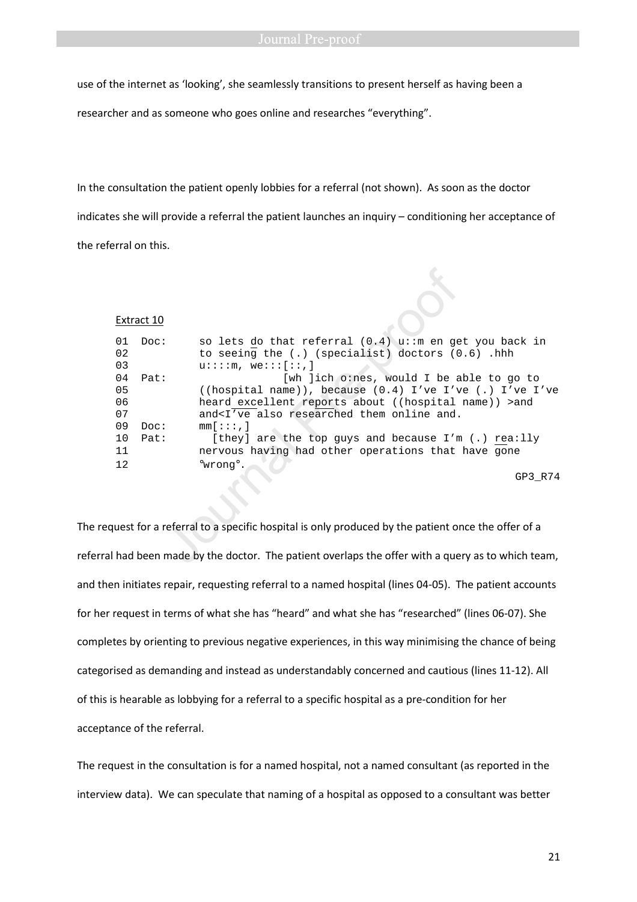use of the internet as 'looking', she seamlessly transitions to present herself as having been a researcher and as someone who goes online and researches "everything".

In the consultation the patient openly lobbies for a referral (not shown). As soon as the doctor indicates she will provide a referral the patient launches an inquiry – conditioning her acceptance of the referral on this.

Extract 10

```
01  Doc:     so lets do that referral (0.4) u::m en get you back in
02           to seeing the (.) (specialist) doctors (0.6) .hhh
03           u::::m, we:::[::,]
04  Pat:                  [wh ]ich o:nes, would I be able to go to
05           ((hospital name)), because (0.4) I've I've (.) I've I've
06           heard excellent reports about ((hospital name)) >and
07           and<I've also researched them online and.
09  Doc:     mm[:::,]
10  Pat:       [they] are the top guys and because I'm (.) rea:lly
11           nervous having had other operations that have gone
12           °wrong°.
                                                            GP3_R74
```

The request for a referral to a specific hospital is only produced by the patient once the offer of a referral had been made by the doctor. The patient overlaps the offer with a query as to which team, and then initiates repair, requesting referral to a named hospital (lines 04-05). The patient accounts for her request in terms of what she has "heard" and what she has "researched" (lines 06-07). She completes by orienting to previous negative experiences, in this way minimising the chance of being categorised as demanding and instead as understandably concerned and cautious (lines 11-12). All of this is hearable as lobbying for a referral to a specific hospital as a pre-condition for her acceptance of the referral.

The request in the consultation is for a named hospital, not a named consultant (as reported in the interview data). We can speculate that naming of a hospital as opposed to a consultant was better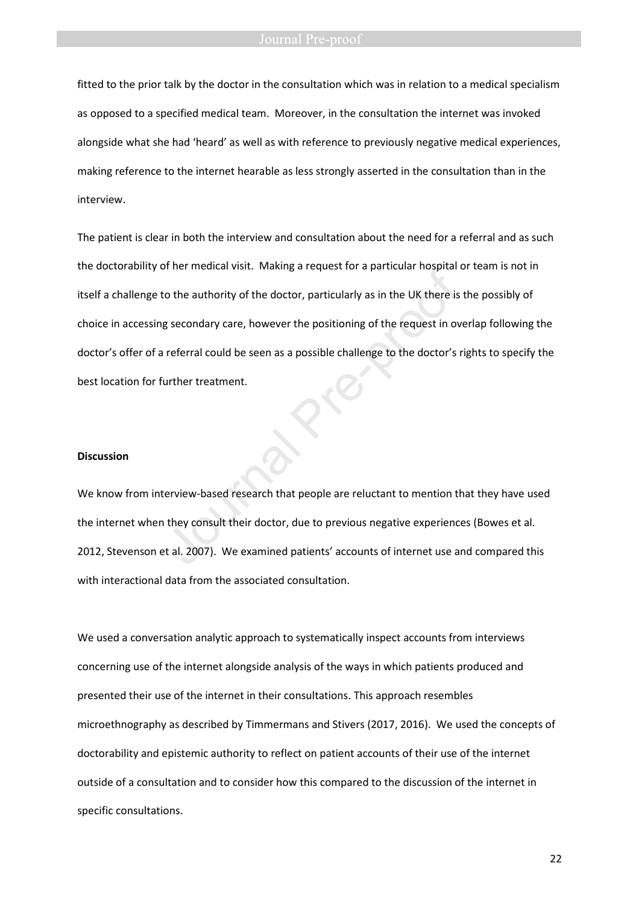fitted to the prior talk by the doctor in the consultation which was in relation to a medical specialism as opposed to a specified medical team. Moreover, in the consultation the internet was invoked alongside what she had 'heard' as well as with reference to previously negative medical experiences, making reference to the internet hearable as less strongly asserted in the consultation than in the interview.

The patient is clear in both the interview and consultation about the need for a referral and as such the doctorability of her medical visit. Making a request for a particular hospital or team is not in itself a challenge to the authority of the doctor, particularly as in the UK there is the possibly of choice in accessing secondary care, however the positioning of the request in overlap following the doctor's offer of a referral could be seen as a possible challenge to the doctor's rights to specify the best location for further treatment.

**Discussion**

We know from interview-based research that people are reluctant to mention that they have used the internet when they consult their doctor, due to previous negative experiences (Bowes et al. 2012, Stevenson et al. 2007). We examined patients' accounts of internet use and compared this with interactional data from the associated consultation.

We used a conversation analytic approach to systematically inspect accounts from interviews concerning use of the internet alongside analysis of the ways in which patients produced and presented their use of the internet in their consultations. This approach resembles microethnography as described by Timmermans and Stivers (2017, 2016). We used the concepts of doctorability and epistemic authority to reflect on patient accounts of their use of the internet outside of a consultation and to consider how this compared to the discussion of the internet in specific consultations.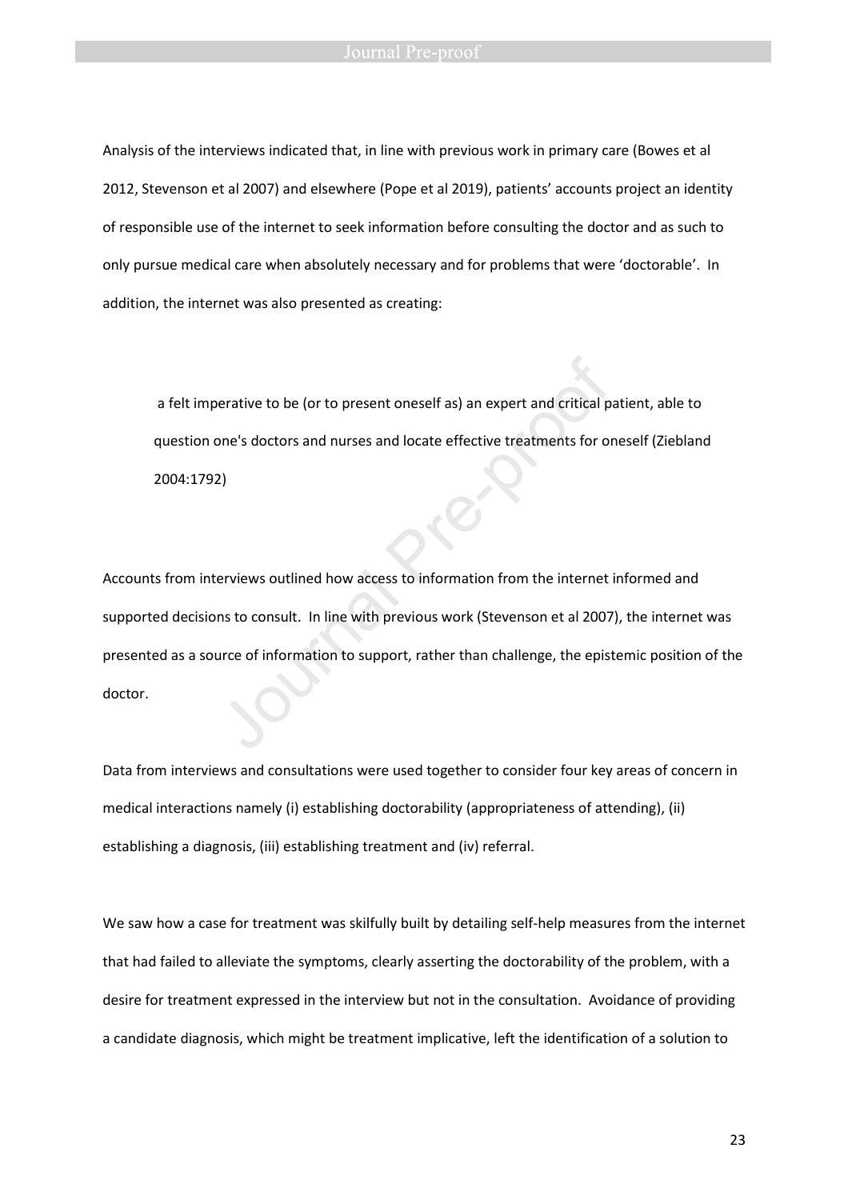Analysis of the interviews indicated that, in line with previous work in primary care (Bowes et al 2012, Stevenson et al 2007) and elsewhere (Pope et al 2019), patients' accounts project an identity of responsible use of the internet to seek information before consulting the doctor and as such to only pursue medical care when absolutely necessary and for problems that were 'doctorable'. In addition, the internet was also presented as creating:

> a felt imperative to be (or to present oneself as) an expert and critical patient, able to question one's doctors and nurses and locate effective treatments for oneself (Ziebland 2004:1792)

Accounts from interviews outlined how access to information from the internet informed and supported decisions to consult. In line with previous work (Stevenson et al 2007), the internet was presented as a source of information to support, rather than challenge, the epistemic position of the doctor.

Data from interviews and consultations were used together to consider four key areas of concern in medical interactions namely (i) establishing doctorability (appropriateness of attending), (ii) establishing a diagnosis, (iii) establishing treatment and (iv) referral.

We saw how a case for treatment was skilfully built by detailing self-help measures from the internet that had failed to alleviate the symptoms, clearly asserting the doctorability of the problem, with a desire for treatment expressed in the interview but not in the consultation. Avoidance of providing a candidate diagnosis, which might be treatment implicative, left the identification of a solution to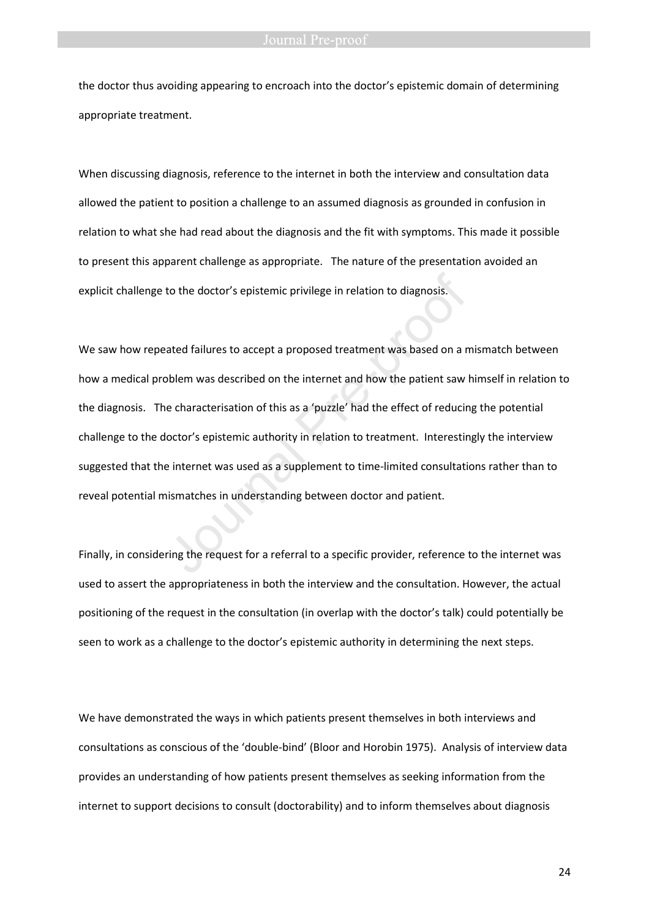the doctor thus avoiding appearing to encroach into the doctor's epistemic domain of determining appropriate treatment.

When discussing diagnosis, reference to the internet in both the interview and consultation data allowed the patient to position a challenge to an assumed diagnosis as grounded in confusion in relation to what she had read about the diagnosis and the fit with symptoms. This made it possible to present this apparent challenge as appropriate. The nature of the presentation avoided an explicit challenge to the doctor's epistemic privilege in relation to diagnosis.

We saw how repeated failures to accept a proposed treatment was based on a mismatch between how a medical problem was described on the internet and how the patient saw himself in relation to the diagnosis. The characterisation of this as a 'puzzle' had the effect of reducing the potential challenge to the doctor's epistemic authority in relation to treatment. Interestingly the interview suggested that the internet was used as a supplement to time-limited consultations rather than to reveal potential mismatches in understanding between doctor and patient.

Finally, in considering the request for a referral to a specific provider, reference to the internet was used to assert the appropriateness in both the interview and the consultation. However, the actual positioning of the request in the consultation (in overlap with the doctor's talk) could potentially be seen to work as a challenge to the doctor's epistemic authority in determining the next steps.

We have demonstrated the ways in which patients present themselves in both interviews and consultations as conscious of the 'double-bind' (Bloor and Horobin 1975). Analysis of interview data provides an understanding of how patients present themselves as seeking information from the internet to support decisions to consult (doctorability) and to inform themselves about diagnosis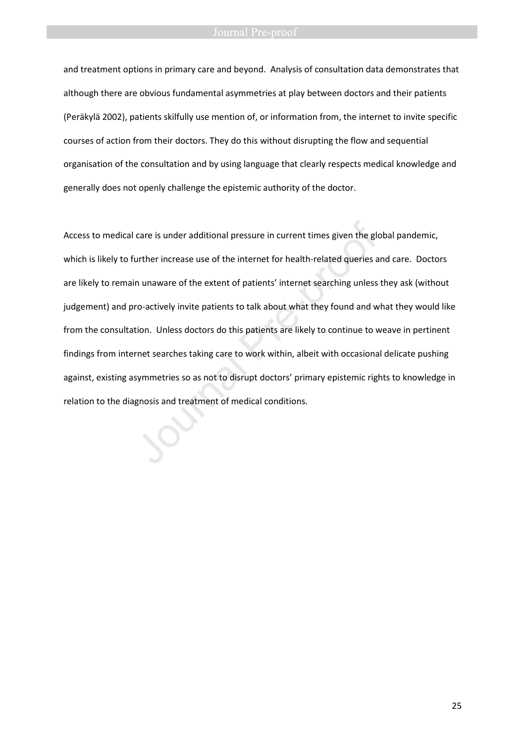and treatment options in primary care and beyond. Analysis of consultation data demonstrates that although there are obvious fundamental asymmetries at play between doctors and their patients (Peräkylä 2002), patients skilfully use mention of, or information from, the internet to invite specific courses of action from their doctors. They do this without disrupting the flow and sequential organisation of the consultation and by using language that clearly respects medical knowledge and generally does not openly challenge the epistemic authority of the doctor.

Access to medical care is under additional pressure in current times given the global pandemic, which is likely to further increase use of the internet for health-related queries and care. Doctors are likely to remain unaware of the extent of patients' internet searching unless they ask (without judgement) and pro-actively invite patients to talk about what they found and what they would like from the consultation. Unless doctors do this patients are likely to continue to weave in pertinent findings from internet searches taking care to work within, albeit with occasional delicate pushing against, existing asymmetries so as not to disrupt doctors' primary epistemic rights to knowledge in relation to the diagnosis and treatment of medical conditions.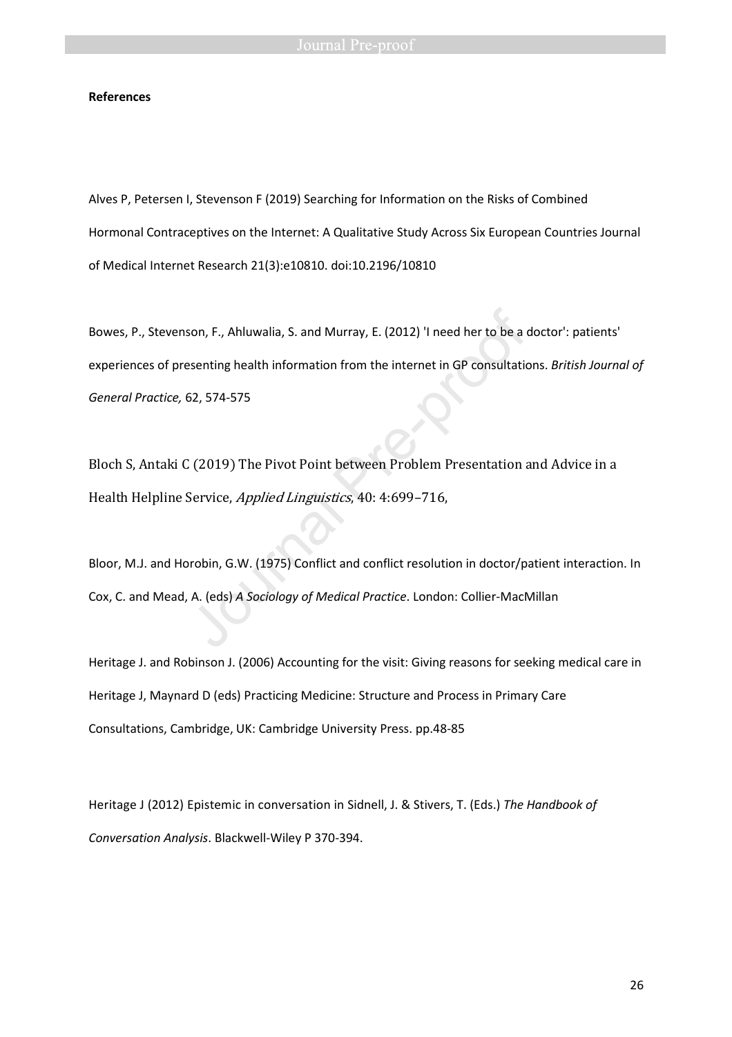**References**

Alves P, Petersen I, Stevenson F (2019) Searching for Information on the Risks of Combined Hormonal Contraceptives on the Internet: A Qualitative Study Across Six European Countries Journal of Medical Internet Research 21(3):e10810. doi:10.2196/10810

Bowes, P., Stevenson, F., Ahluwalia, S. and Murray, E. (2012) 'I need her to be a doctor': patients' experiences of presenting health information from the internet in GP consultations. *British Journal of General Practice,* 62, 574-575

Bloch S, Antaki C (2019) The Pivot Point between Problem Presentation and Advice in a Health Helpline Service, *Applied Linguistics*, 40: 4:699–716,

Bloor, M.J. and Horobin, G.W. (1975) Conflict and conflict resolution in doctor/patient interaction. In Cox, C. and Mead, A. (eds) *A Sociology of Medical Practice*. London: Collier-MacMillan

Heritage J. and Robinson J. (2006) Accounting for the visit: Giving reasons for seeking medical care in Heritage J, Maynard D (eds) Practicing Medicine: Structure and Process in Primary Care Consultations, Cambridge, UK: Cambridge University Press. pp.48-85

Heritage J (2012) Epistemic in conversation in Sidnell, J. & Stivers, T. (Eds.) *The Handbook of Conversation Analysis*. Blackwell-Wiley P 370-394.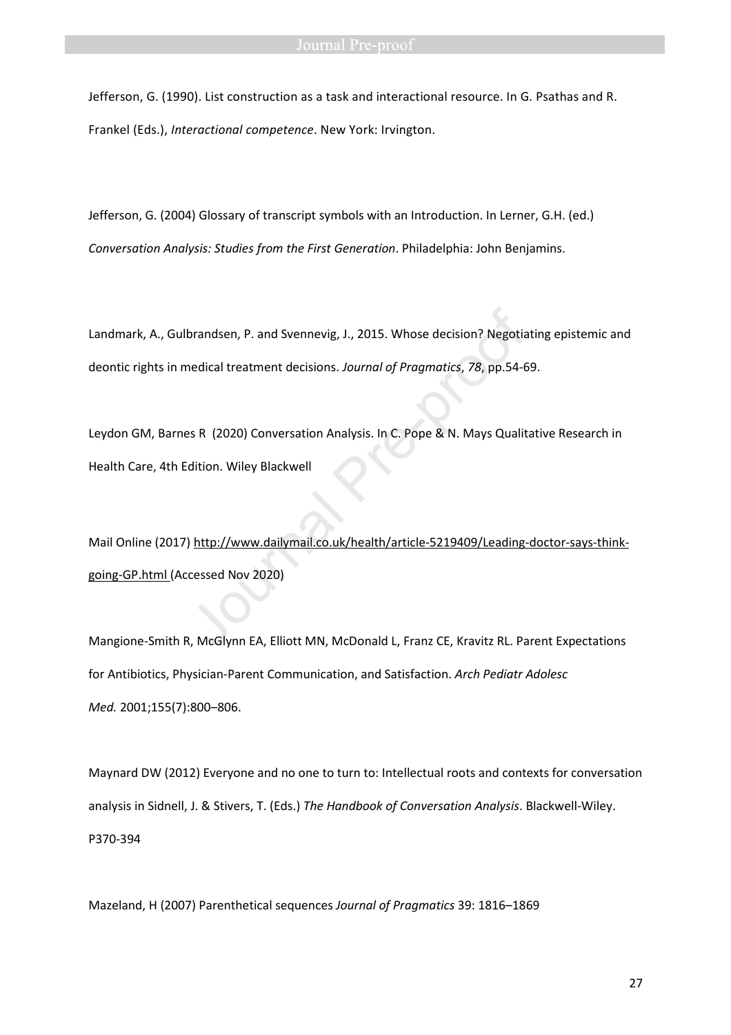Jefferson, G. (1990). List construction as a task and interactional resource. In G. Psathas and R. Frankel (Eds.), *Interactional competence*. New York: Irvington.

Jefferson, G. (2004) Glossary of transcript symbols with an Introduction. In Lerner, G.H. (ed.) *Conversation Analysis: Studies from the First Generation*. Philadelphia: John Benjamins.

Landmark, A., Gulbrandsen, P. and Svennevig, J., 2015. Whose decision? Negotiating epistemic and deontic rights in medical treatment decisions. *Journal of Pragmatics*, *78*, pp.54-69.

Leydon GM, Barnes R (2020) Conversation Analysis. In C. Pope & N. Mays Qualitative Research in Health Care, 4th Edition. Wiley Blackwell

Mail Online (2017) http://www.dailymail.co.uk/health/article-5219409/Leading-doctor-says-think-going-GP.html (Accessed Nov 2020)

Mangione-Smith R, McGlynn EA, Elliott MN, McDonald L, Franz CE, Kravitz RL. Parent Expectations for Antibiotics, Physician-Parent Communication, and Satisfaction. *Arch Pediatr Adolesc Med.* 2001;155(7):800–806.

Maynard DW (2012) Everyone and no one to turn to: Intellectual roots and contexts for conversation analysis in Sidnell, J. & Stivers, T. (Eds.) *The Handbook of Conversation Analysis*. Blackwell-Wiley. P370-394

Mazeland, H (2007) Parenthetical sequences *Journal of Pragmatics* 39: 1816–1869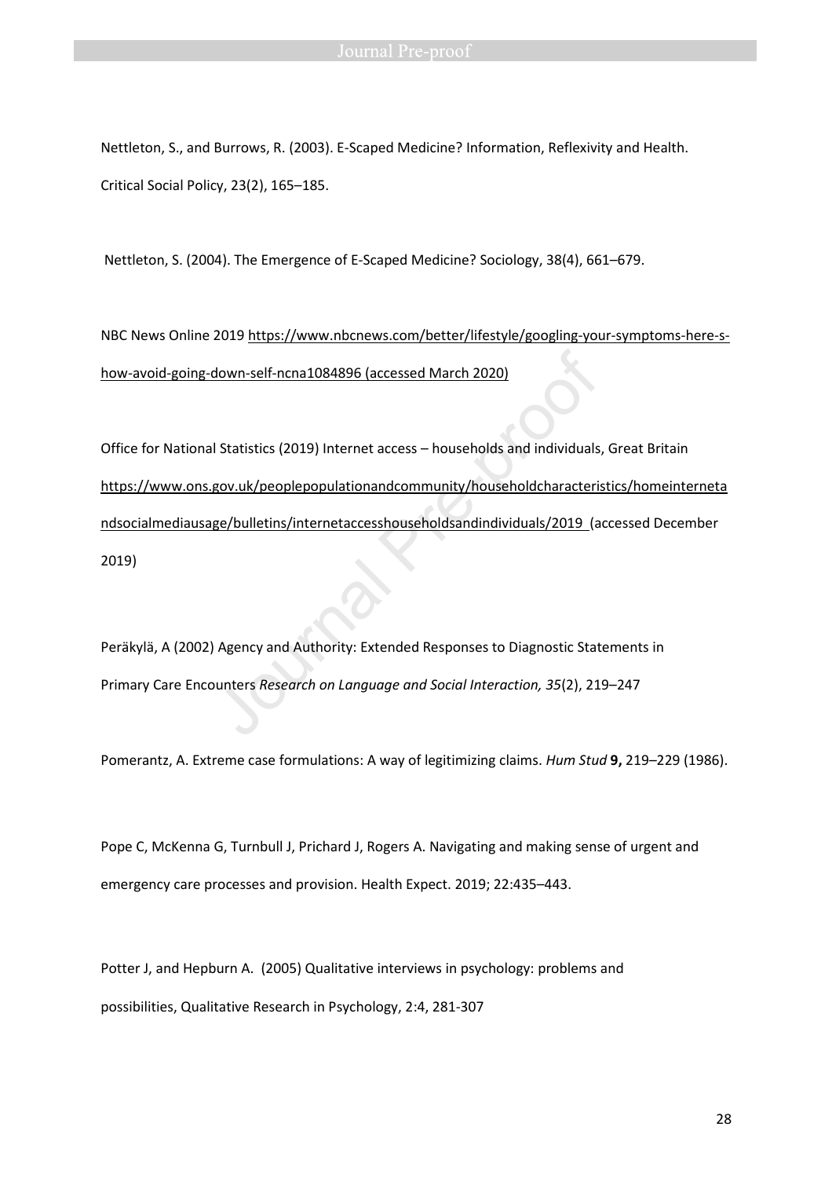Nettleton, S., and Burrows, R. (2003). E-Scaped Medicine? Information, Reflexivity and Health. Critical Social Policy, 23(2), 165–185.

Nettleton, S. (2004). The Emergence of E-Scaped Medicine? Sociology, 38(4), 661–679.

NBC News Online 2019 https://www.nbcnews.com/better/lifestyle/googling-your-symptoms-here-s-how-avoid-going-down-self-ncna1084896 (accessed March 2020)

Office for National Statistics (2019) Internet access – households and individuals, Great Britain https://www.ons.gov.uk/peoplepopulationandcommunity/householdcharacteristics/homeinternetandsocialmediausage/bulletins/internetaccesshouseholdsandindividuals/2019 (accessed December 2019)

Peräkylä, A (2002) Agency and Authority: Extended Responses to Diagnostic Statements in Primary Care Encounters *Research on Language and Social Interaction, 35*(2), 219–247

Pomerantz, A. Extreme case formulations: A way of legitimizing claims. *Hum Stud* **9,** 219–229 (1986).

Pope C, McKenna G, Turnbull J, Prichard J, Rogers A. Navigating and making sense of urgent and emergency care processes and provision. Health Expect. 2019; 22:435–443.

Potter J, and Hepburn A. (2005) Qualitative interviews in psychology: problems and possibilities, Qualitative Research in Psychology, 2:4, 281-307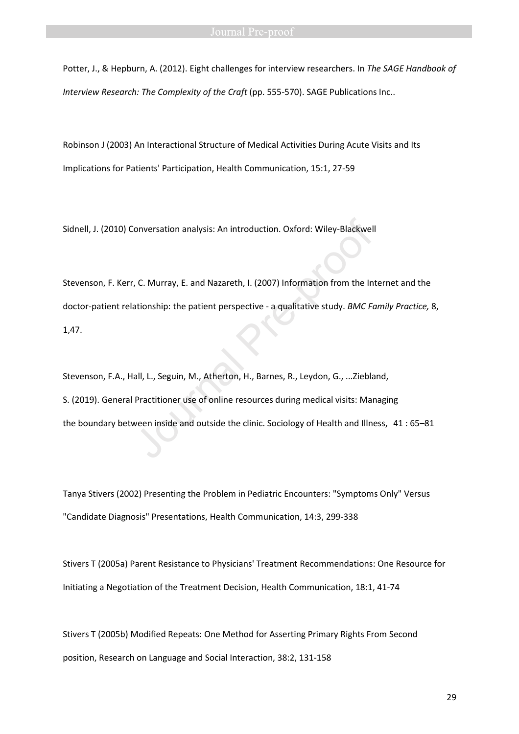Potter, J., & Hepburn, A. (2012). Eight challenges for interview researchers. In *The SAGE Handbook of Interview Research: The Complexity of the Craft* (pp. 555-570). SAGE Publications Inc..

Robinson J (2003) An Interactional Structure of Medical Activities During Acute Visits and Its Implications for Patients' Participation, Health Communication, 15:1, 27-59

Sidnell, J. (2010) Conversation analysis: An introduction. Oxford: Wiley-Blackwell

Stevenson, F. Kerr, C. Murray, E. and Nazareth, I. (2007) Information from the Internet and the doctor-patient relationship: the patient perspective - a qualitative study. *BMC Family Practice,* 8, 1,47.

Stevenson, F.A., Hall, L., Seguin, M., Atherton, H., Barnes, R., Leydon, G., ...Ziebland, S. (2019). General Practitioner use of online resources during medical visits: Managing the boundary between inside and outside the clinic. Sociology of Health and Illness, 41 : 65–81

Tanya Stivers (2002) Presenting the Problem in Pediatric Encounters: "Symptoms Only" Versus "Candidate Diagnosis" Presentations, Health Communication, 14:3, 299-338

Stivers T (2005a) Parent Resistance to Physicians' Treatment Recommendations: One Resource for Initiating a Negotiation of the Treatment Decision, Health Communication, 18:1, 41-74

Stivers T (2005b) Modified Repeats: One Method for Asserting Primary Rights From Second position, Research on Language and Social Interaction, 38:2, 131-158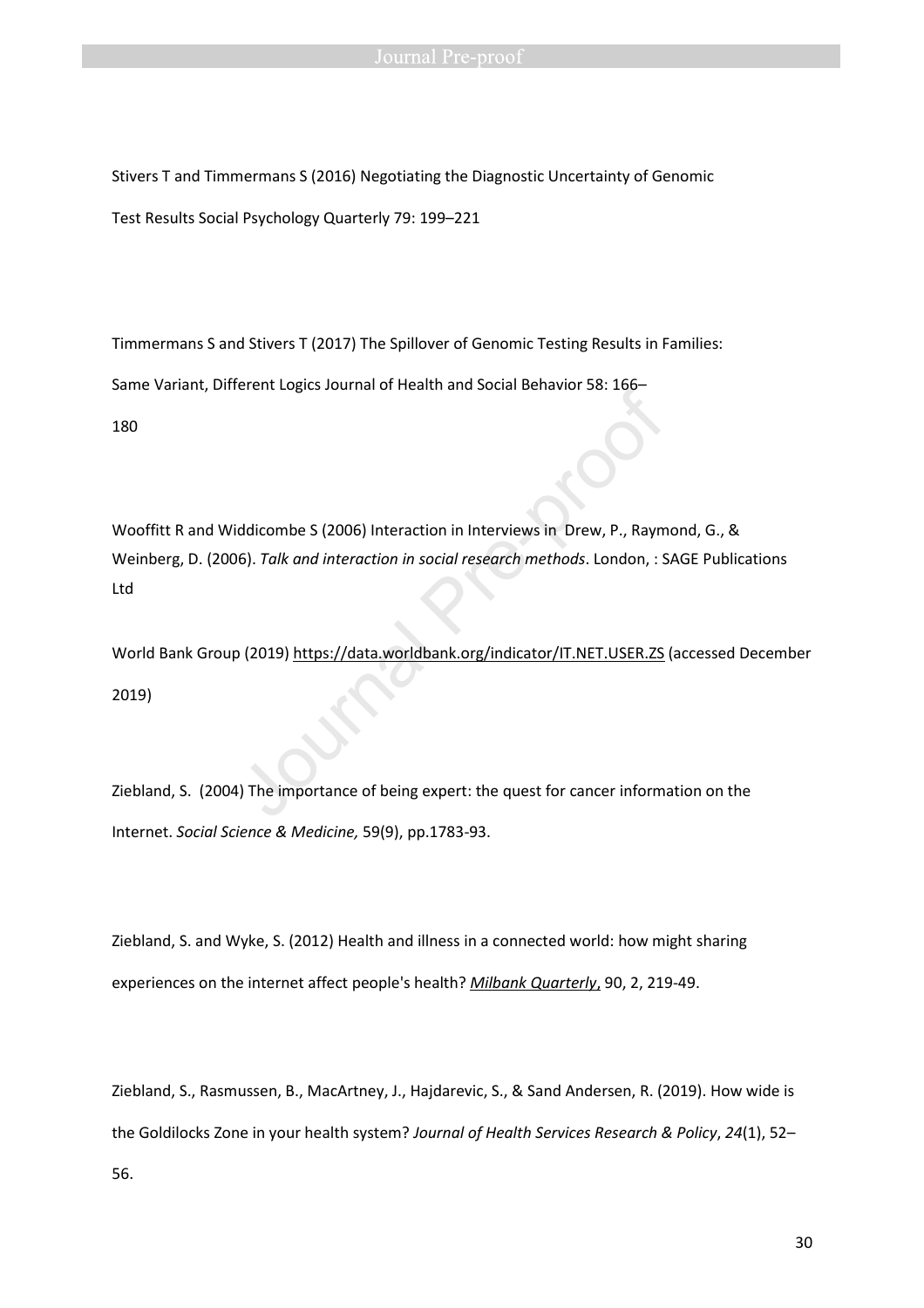Stivers T and Timmermans S (2016) Negotiating the Diagnostic Uncertainty of Genomic Test Results Social Psychology Quarterly 79: 199–221

Timmermans S and Stivers T (2017) The Spillover of Genomic Testing Results in Families: Same Variant, Different Logics Journal of Health and Social Behavior 58: 166–180

Wooffitt R and Widdicombe S (2006) Interaction in Interviews in Drew, P., Raymond, G., & Weinberg, D. (2006). *Talk and interaction in social research methods*. London, : SAGE Publications Ltd

World Bank Group (2019) https://data.worldbank.org/indicator/IT.NET.USER.ZS (accessed December 2019)

Ziebland, S. (2004) The importance of being expert: the quest for cancer information on the Internet. *Social Science & Medicine,* 59(9), pp.1783-93.

Ziebland, S. and Wyke, S. (2012) Health and illness in a connected world: how might sharing experiences on the internet affect people's health? *Milbank Quarterly*, 90, 2, 219-49.

Ziebland, S., Rasmussen, B., MacArtney, J., Hajdarevic, S., & Sand Andersen, R. (2019). How wide is the Goldilocks Zone in your health system? *Journal of Health Services Research & Policy*, *24*(1), 52–56.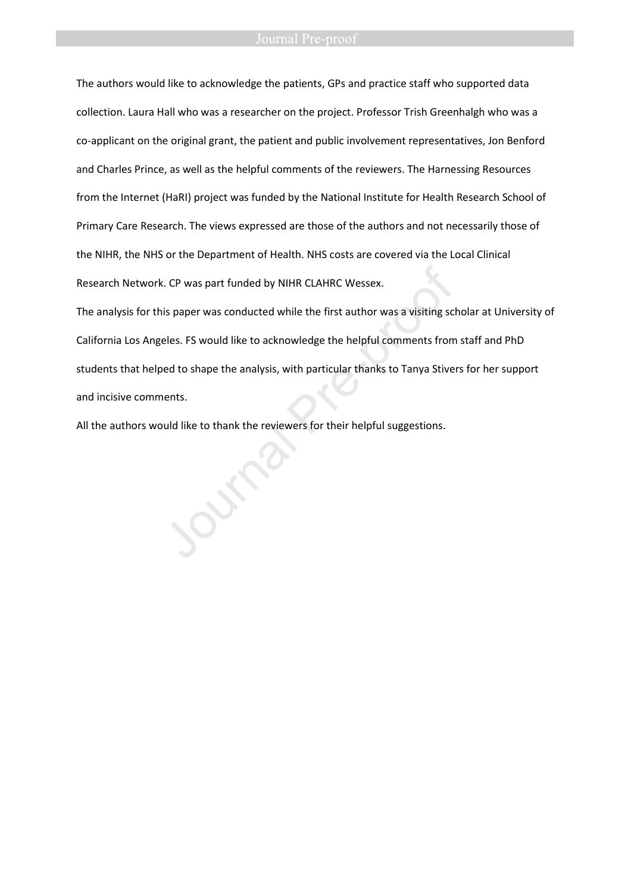The authors would like to acknowledge the patients, GPs and practice staff who supported data collection. Laura Hall who was a researcher on the project. Professor Trish Greenhalgh who was a co-applicant on the original grant, the patient and public involvement representatives, Jon Benford and Charles Prince, as well as the helpful comments of the reviewers. The Harnessing Resources from the Internet (HaRI) project was funded by the National Institute for Health Research School of Primary Care Research. The views expressed are those of the authors and not necessarily those of the NIHR, the NHS or the Department of Health. NHS costs are covered via the Local Clinical Research Network. CP was part funded by NIHR CLAHRC Wessex.

The analysis for this paper was conducted while the first author was a visiting scholar at University of California Los Angeles. FS would like to acknowledge the helpful comments from staff and PhD students that helped to shape the analysis, with particular thanks to Tanya Stivers for her support and incisive comments.

All the authors would like to thank the reviewers for their helpful suggestions.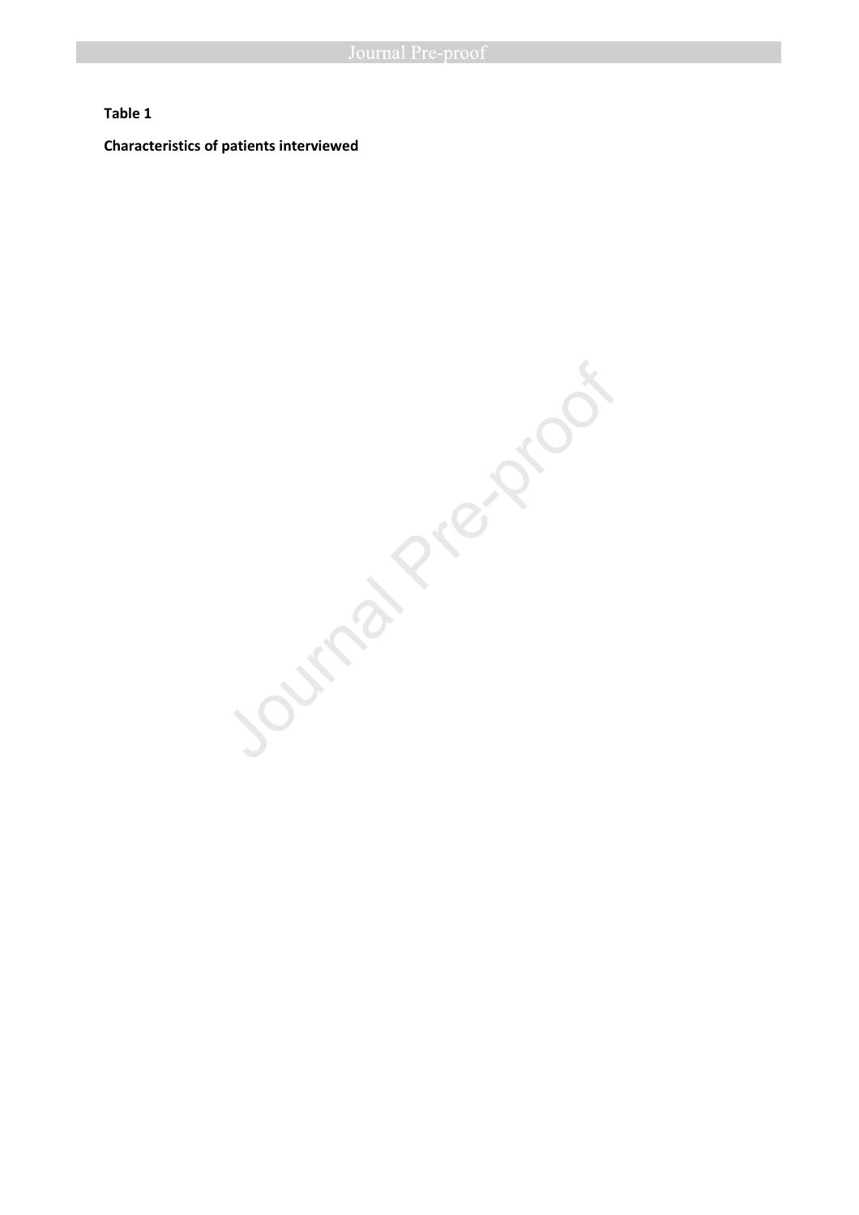**Table 1**

**Characteristics of patients interviewed**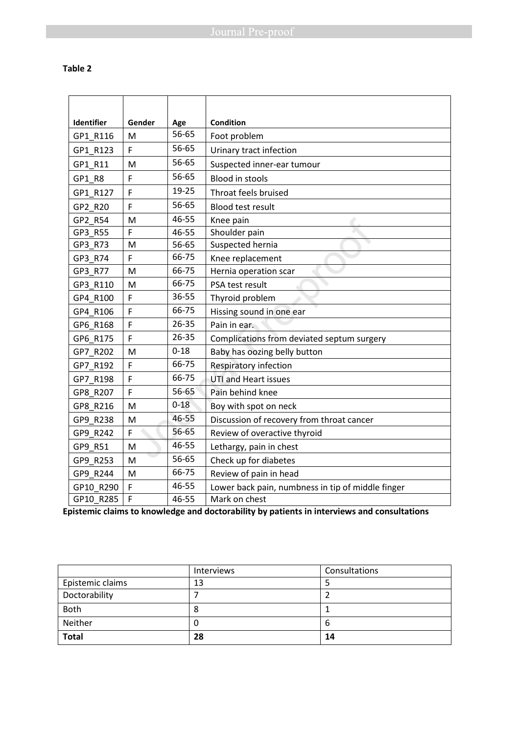**Table 2**

| Identifier | Gender | Age | Condition |
|---|---|---|---|
| GP1_R116 | M | 56-65 | Foot problem |
| GP1_R123 | F | 56-65 | Urinary tract infection |
| GP1_R11 | M | 56-65 | Suspected inner-ear tumour |
| GP1_R8 | F | 56-65 | Blood in stools |
| GP1_R127 | F | 19-25 | Throat feels bruised |
| GP2_R20 | F | 56-65 | Blood test result |
| GP2_R54 | M | 46-55 | Knee pain |
| GP3_R55 | F | 46-55 | Shoulder pain |
| GP3_R73 | M | 56-65 | Suspected hernia |
| GP3_R74 | F | 66-75 | Knee replacement |
| GP3_R77 | M | 66-75 | Hernia operation scar |
| GP3_R110 | M | 66-75 | PSA test result |
| GP4_R100 | F | 36-55 | Thyroid problem |
| GP4_R106 | F | 66-75 | Hissing sound in one ear |
| GP6_R168 | F | 26-35 | Pain in ear. |
| GP6_R175 | F | 26-35 | Complications from deviated septum surgery |
| GP7_R202 | M | 0-18 | Baby has oozing belly button |
| GP7_R192 | F | 66-75 | Respiratory infection |
| GP7_R198 | F | 66-75 | UTI and Heart issues |
| GP8_R207 | F | 56-65 | Pain behind knee |
| GP8_R216 | M | 0-18 | Boy with spot on neck |
| GP9_R238 | M | 46-55 | Discussion of recovery from throat cancer |
| GP9_R242 | F | 56-65 | Review of overactive thyroid |
| GP9_R51 | M | 46-55 | Lethargy, pain in chest |
| GP9_R253 | M | 56-65 | Check up for diabetes |
| GP9_R244 | M | 66-75 | Review of pain in head |
| GP10_R290 | F | 46-55 | Lower back pain, numbness in tip of middle finger |
| GP10_R285 | F | 46-55 | Mark on chest |

**Epistemic claims to knowledge and doctorability by patients in interviews and consultations**

| | Interviews | Consultations |
|---|---|---|
| Epistemic claims | 13 | 5 |
| Doctorability | 7 | 2 |
| Both | 8 | 1 |
| Neither | 0 | 6 |
| **Total** | **28** | **14** |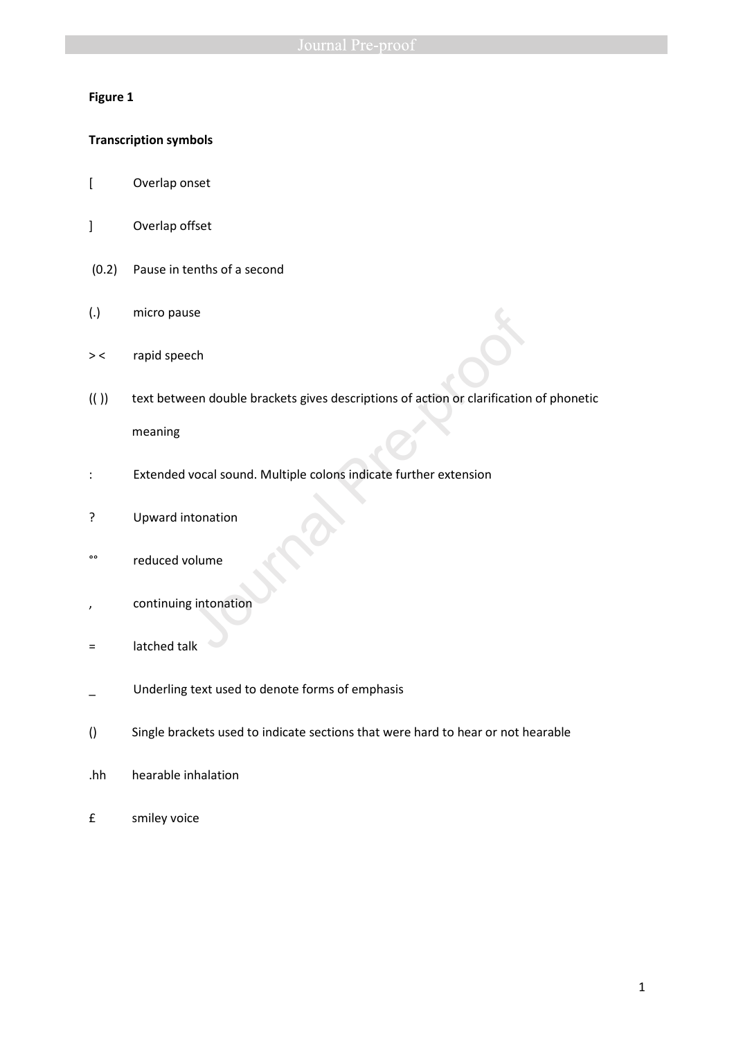**Figure 1**

**Transcription symbols**

| Symbol | Meaning |
|---|---|
| [ | Overlap onset |
| ] | Overlap offset |
| (0.2) | Pause in tenths of a second |
| (.) | micro pause |
| > < | rapid speech |
| (( )) | text between double brackets gives descriptions of action or clarification of phonetic meaning |
| : | Extended vocal sound. Multiple colons indicate further extension |
| ? | Upward intonation |
| °° | reduced volume |
| , | continuing intonation |
| = | latched talk |
| _ | Underling text used to denote forms of emphasis |
| () | Single brackets used to indicate sections that were hard to hear or not hearable |
| .hh | hearable inhalation |
| £ | smiley voice |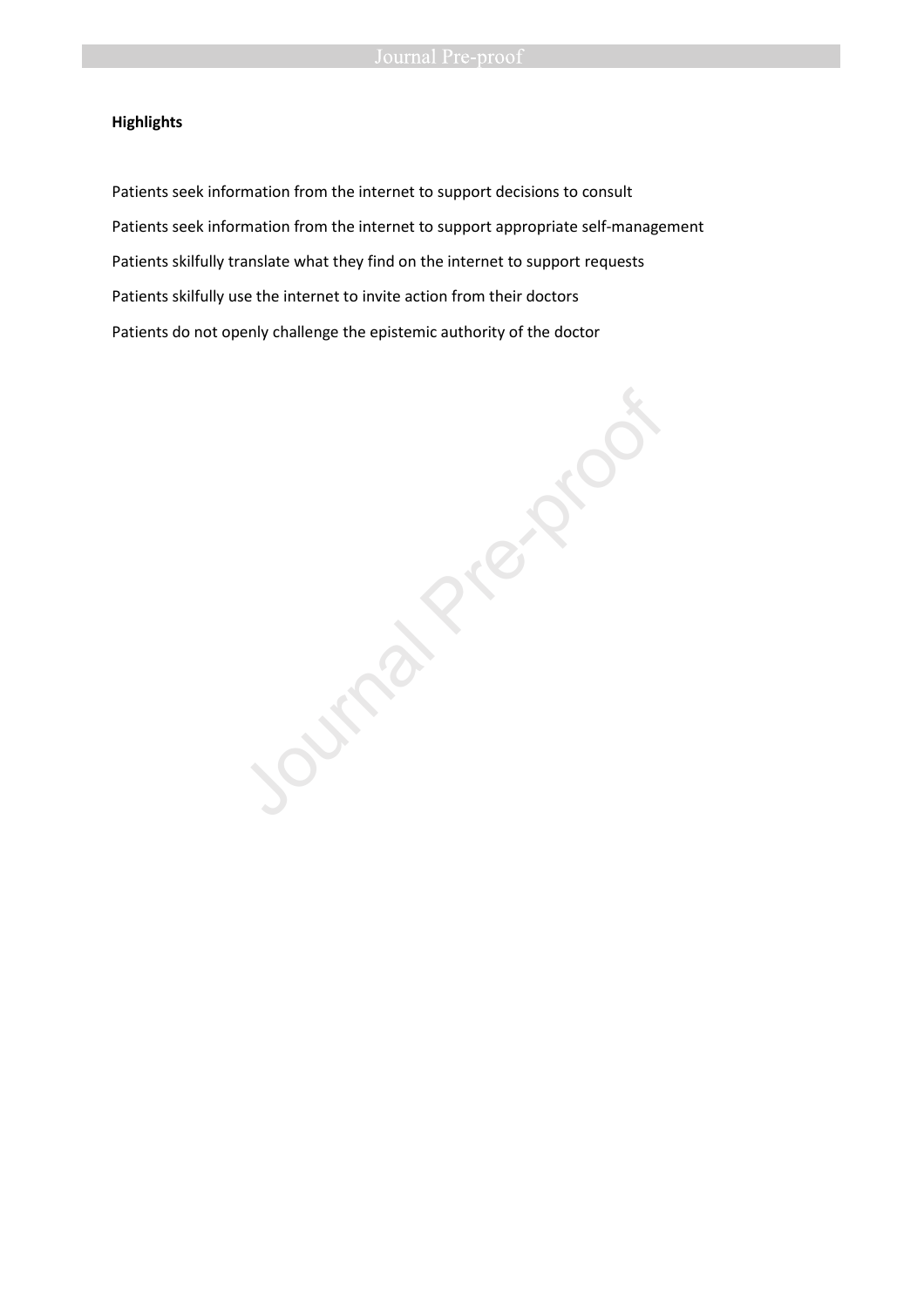**Highlights**

Patients seek information from the internet to support decisions to consult

Patients seek information from the internet to support appropriate self-management

Patients skilfully translate what they find on the internet to support requests

Patients skilfully use the internet to invite action from their doctors

Patients do not openly challenge the epistemic authority of the doctor